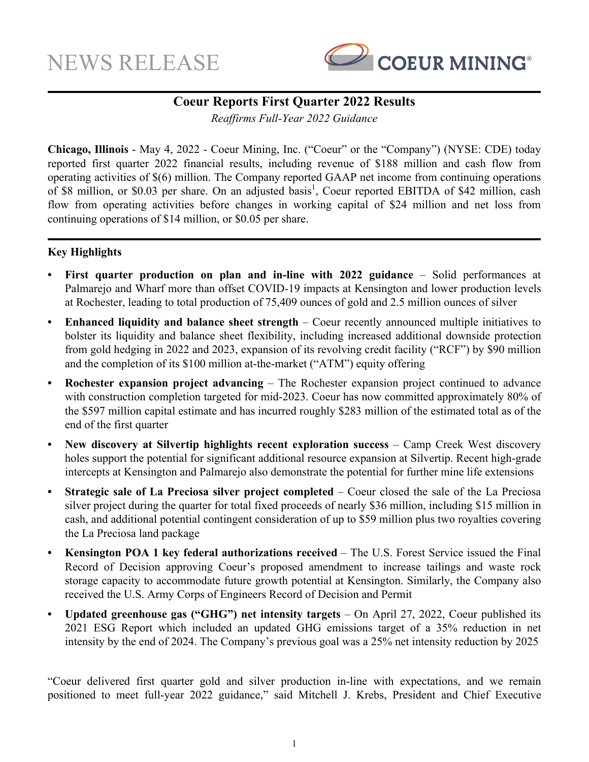NEWS RELEASE

COEUR MINING®

# Coeur Reports First Quarter 2022 Results

*Reaffirms Full-Year 2022 Guidance*

**Chicago, Illinois** - May 4, 2022 - Coeur Mining, Inc. ("Coeur" or the "Company") (NYSE: CDE) today reported first quarter 2022 financial results, including revenue of $188 million and cash flow from operating activities of $(6) million. The Company reported GAAP net income from continuing operations of $8 million, or $0.03 per share. On an adjusted basis[1], Coeur reported EBITDA of $42 million, cash flow from operating activities before changes in working capital of $24 million and net loss from continuing operations of $14 million, or $0.05 per share.

## Key Highlights

- **First quarter production on plan and in-line with 2022 guidance** – Solid performances at Palmarejo and Wharf more than offset COVID-19 impacts at Kensington and lower production levels at Rochester, leading to total production of 75,409 ounces of gold and 2.5 million ounces of silver
- **Enhanced liquidity and balance sheet strength** – Coeur recently announced multiple initiatives to bolster its liquidity and balance sheet flexibility, including increased additional downside protection from gold hedging in 2022 and 2023, expansion of its revolving credit facility ("RCF") by $90 million and the completion of its $100 million at-the-market ("ATM") equity offering
- **Rochester expansion project advancing** – The Rochester expansion project continued to advance with construction completion targeted for mid-2023. Coeur has now committed approximately 80% of the $597 million capital estimate and has incurred roughly $283 million of the estimated total as of the end of the first quarter
- **New discovery at Silvertip highlights recent exploration success** – Camp Creek West discovery holes support the potential for significant additional resource expansion at Silvertip. Recent high-grade intercepts at Kensington and Palmarejo also demonstrate the potential for further mine life extensions
- **Strategic sale of La Preciosa silver project completed** – Coeur closed the sale of the La Preciosa silver project during the quarter for total fixed proceeds of nearly $36 million, including $15 million in cash, and additional potential contingent consideration of up to $59 million plus two royalties covering the La Preciosa land package
- **Kensington POA 1 key federal authorizations received** – The U.S. Forest Service issued the Final Record of Decision approving Coeur's proposed amendment to increase tailings and waste rock storage capacity to accommodate future growth potential at Kensington. Similarly, the Company also received the U.S. Army Corps of Engineers Record of Decision and Permit
- **Updated greenhouse gas ("GHG") net intensity targets** – On April 27, 2022, Coeur published its 2021 ESG Report which included an updated GHG emissions target of a 35% reduction in net intensity by the end of 2024. The Company's previous goal was a 25% net intensity reduction by 2025

"Coeur delivered first quarter gold and silver production in-line with expectations, and we remain positioned to meet full-year 2022 guidance," said Mitchell J. Krebs, President and Chief Executive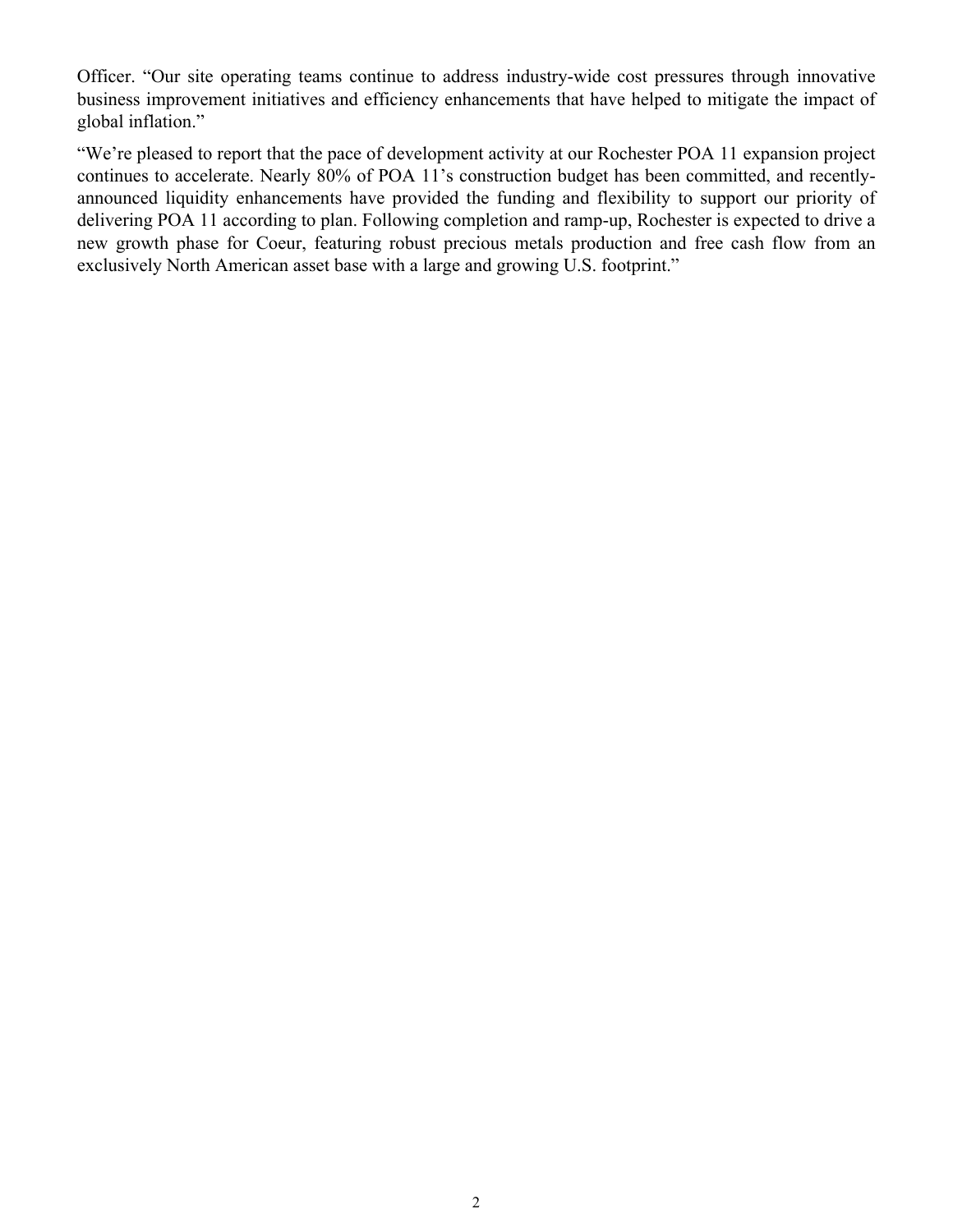Officer. "Our site operating teams continue to address industry-wide cost pressures through innovative business improvement initiatives and efficiency enhancements that have helped to mitigate the impact of global inflation."

"We're pleased to report that the pace of development activity at our Rochester POA 11 expansion project continues to accelerate. Nearly 80% of POA 11's construction budget has been committed, and recently-announced liquidity enhancements have provided the funding and flexibility to support our priority of delivering POA 11 according to plan. Following completion and ramp-up, Rochester is expected to drive a new growth phase for Coeur, featuring robust precious metals production and free cash flow from an exclusively North American asset base with a large and growing U.S. footprint."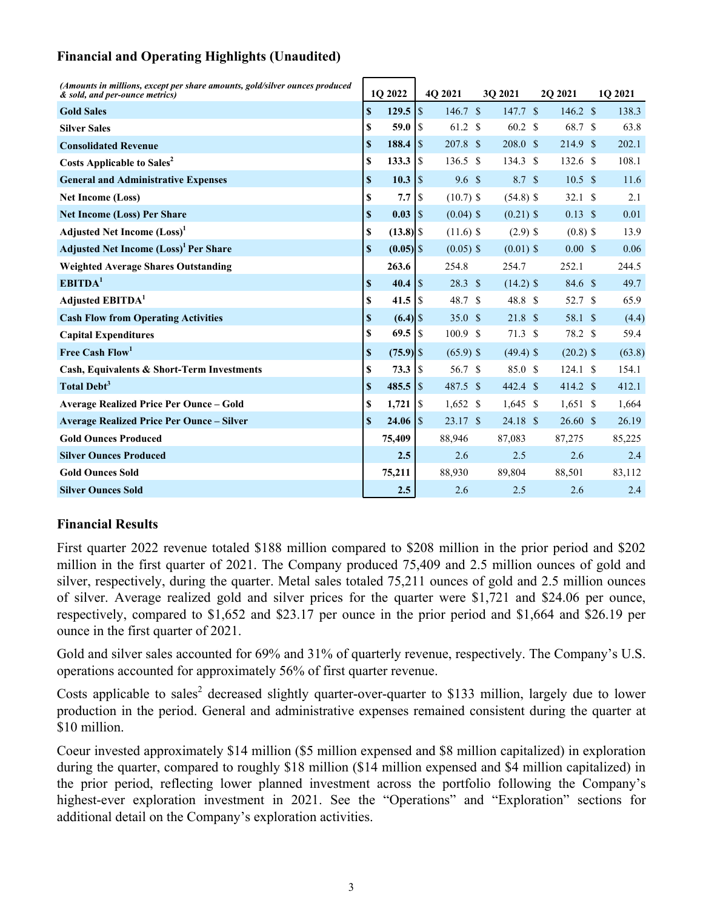### Financial and Operating Highlights (Unaudited)

| *(Amounts in millions, except per share amounts, gold/silver ounces produced & sold, and per-ounce metrics)* | 1Q 2022 | 4Q 2021 | 3Q 2021 | 2Q 2021 | 1Q 2021 |
|---|---|---|---|---|---|
| **Gold Sales** | **$ 129.5** | $ 146.7 | $ 147.7 | $ 146.2 | $ 138.3 |
| **Silver Sales** | **$ 59.0** | $ 61.2 | $ 60.2 | $ 68.7 | $ 63.8 |
| **Consolidated Revenue** | **$ 188.4** | $ 207.8 | $ 208.0 | $ 214.9 | $ 202.1 |
| **Costs Applicable to Sales[2]** | **$ 133.3** | $ 136.5 | $ 134.3 | $ 132.6 | $ 108.1 |
| **General and Administrative Expenses** | **$ 10.3** | $ 9.6 | $ 8.7 | $ 10.5 | $ 11.6 |
| **Net Income (Loss)** | **$ 7.7** | $ (10.7) | $ (54.8) | $ 32.1 | $ 2.1 |
| **Net Income (Loss) Per Share** | **$ 0.03** | $ (0.04) | $ (0.21) | $ 0.13 | $ 0.01 |
| **Adjusted Net Income (Loss)[1]** | **$ (13.8)** | $ (11.6) | $ (2.9) | $ (0.8) | $ 13.9 |
| **Adjusted Net Income (Loss)[1] Per Share** | **$ (0.05)** | $ (0.05) | $ (0.01) | $ 0.00 | $ 0.06 |
| **Weighted Average Shares Outstanding** | **263.6** | 254.8 | 254.7 | 252.1 | 244.5 |
| **EBITDA[1]** | **$ 40.4** | $ 28.3 | $ (14.2) | $ 84.6 | $ 49.7 |
| **Adjusted EBITDA[1]** | **$ 41.5** | $ 48.7 | $ 48.8 | $ 52.7 | $ 65.9 |
| **Cash Flow from Operating Activities** | **$ (6.4)** | $ 35.0 | $ 21.8 | $ 58.1 | $ (4.4) |
| **Capital Expenditures** | **$ 69.5** | $ 100.9 | $ 71.3 | $ 78.2 | $ 59.4 |
| **Free Cash Flow[1]** | **$ (75.9)** | $ (65.9) | $ (49.4) | $ (20.2) | $ (63.8) |
| **Cash, Equivalents & Short-Term Investments** | **$ 73.3** | $ 56.7 | $ 85.0 | $ 124.1 | $ 154.1 |
| **Total Debt[3]** | **$ 485.5** | $ 487.5 | $ 442.4 | $ 414.2 | $ 412.1 |
| **Average Realized Price Per Ounce – Gold** | **$ 1,721** | $ 1,652 | $ 1,645 | $ 1,651 | $ 1,664 |
| **Average Realized Price Per Ounce – Silver** | **$ 24.06** | $ 23.17 | $ 24.18 | $ 26.60 | $ 26.19 |
| **Gold Ounces Produced** | **75,409** | 88,946 | 87,083 | 87,275 | 85,225 |
| **Silver Ounces Produced** | **2.5** | 2.6 | 2.5 | 2.6 | 2.4 |
| **Gold Ounces Sold** | **75,211** | 88,930 | 89,804 | 88,501 | 83,112 |
| **Silver Ounces Sold** | **2.5** | 2.6 | 2.5 | 2.6 | 2.4 |

### Financial Results

First quarter 2022 revenue totaled $188 million compared to $208 million in the prior period and $202 million in the first quarter of 2021. The Company produced 75,409 and 2.5 million ounces of gold and silver, respectively, during the quarter. Metal sales totaled 75,211 ounces of gold and 2.5 million ounces of silver. Average realized gold and silver prices for the quarter were $1,721 and $24.06 per ounce, respectively, compared to $1,652 and $23.17 per ounce in the prior period and $1,664 and $26.19 per ounce in the first quarter of 2021.

Gold and silver sales accounted for 69% and 31% of quarterly revenue, respectively. The Company's U.S. operations accounted for approximately 56% of first quarter revenue.

Costs applicable to sales[2] decreased slightly quarter-over-quarter to $133 million, largely due to lower production in the period. General and administrative expenses remained consistent during the quarter at $10 million.

Coeur invested approximately $14 million ($5 million expensed and $8 million capitalized) in exploration during the quarter, compared to roughly $18 million ($14 million expensed and $4 million capitalized) in the prior period, reflecting lower planned investment across the portfolio following the Company's highest-ever exploration investment in 2021. See the "Operations" and "Exploration" sections for additional detail on the Company's exploration activities.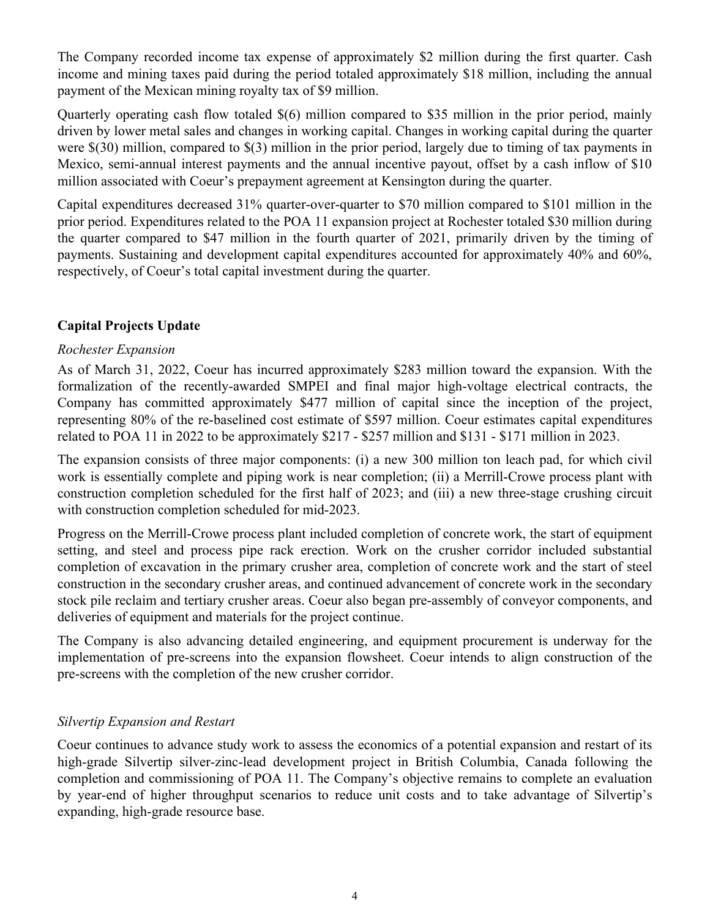The Company recorded income tax expense of approximately $2 million during the first quarter. Cash income and mining taxes paid during the period totaled approximately $18 million, including the annual payment of the Mexican mining royalty tax of $9 million.

Quarterly operating cash flow totaled $(6) million compared to $35 million in the prior period, mainly driven by lower metal sales and changes in working capital. Changes in working capital during the quarter were $(30) million, compared to $(3) million in the prior period, largely due to timing of tax payments in Mexico, semi-annual interest payments and the annual incentive payout, offset by a cash inflow of $10 million associated with Coeur's prepayment agreement at Kensington during the quarter.

Capital expenditures decreased 31% quarter-over-quarter to $70 million compared to $101 million in the prior period. Expenditures related to the POA 11 expansion project at Rochester totaled $30 million during the quarter compared to $47 million in the fourth quarter of 2021, primarily driven by the timing of payments. Sustaining and development capital expenditures accounted for approximately 40% and 60%, respectively, of Coeur's total capital investment during the quarter.

## Capital Projects Update

*Rochester Expansion*

As of March 31, 2022, Coeur has incurred approximately $283 million toward the expansion. With the formalization of the recently-awarded SMPEI and final major high-voltage electrical contracts, the Company has committed approximately $477 million of capital since the inception of the project, representing 80% of the re-baselined cost estimate of $597 million. Coeur estimates capital expenditures related to POA 11 in 2022 to be approximately $217 - $257 million and $131 - $171 million in 2023.

The expansion consists of three major components: (i) a new 300 million ton leach pad, for which civil work is essentially complete and piping work is near completion; (ii) a Merrill-Crowe process plant with construction completion scheduled for the first half of 2023; and (iii) a new three-stage crushing circuit with construction completion scheduled for mid-2023.

Progress on the Merrill-Crowe process plant included completion of concrete work, the start of equipment setting, and steel and process pipe rack erection. Work on the crusher corridor included substantial completion of excavation in the primary crusher area, completion of concrete work and the start of steel construction in the secondary crusher areas, and continued advancement of concrete work in the secondary stock pile reclaim and tertiary crusher areas. Coeur also began pre-assembly of conveyor components, and deliveries of equipment and materials for the project continue.

The Company is also advancing detailed engineering, and equipment procurement is underway for the implementation of pre-screens into the expansion flowsheet. Coeur intends to align construction of the pre-screens with the completion of the new crusher corridor.

*Silvertip Expansion and Restart*

Coeur continues to advance study work to assess the economics of a potential expansion and restart of its high-grade Silvertip silver-zinc-lead development project in British Columbia, Canada following the completion and commissioning of POA 11. The Company's objective remains to complete an evaluation by year-end of higher throughput scenarios to reduce unit costs and to take advantage of Silvertip's expanding, high-grade resource base.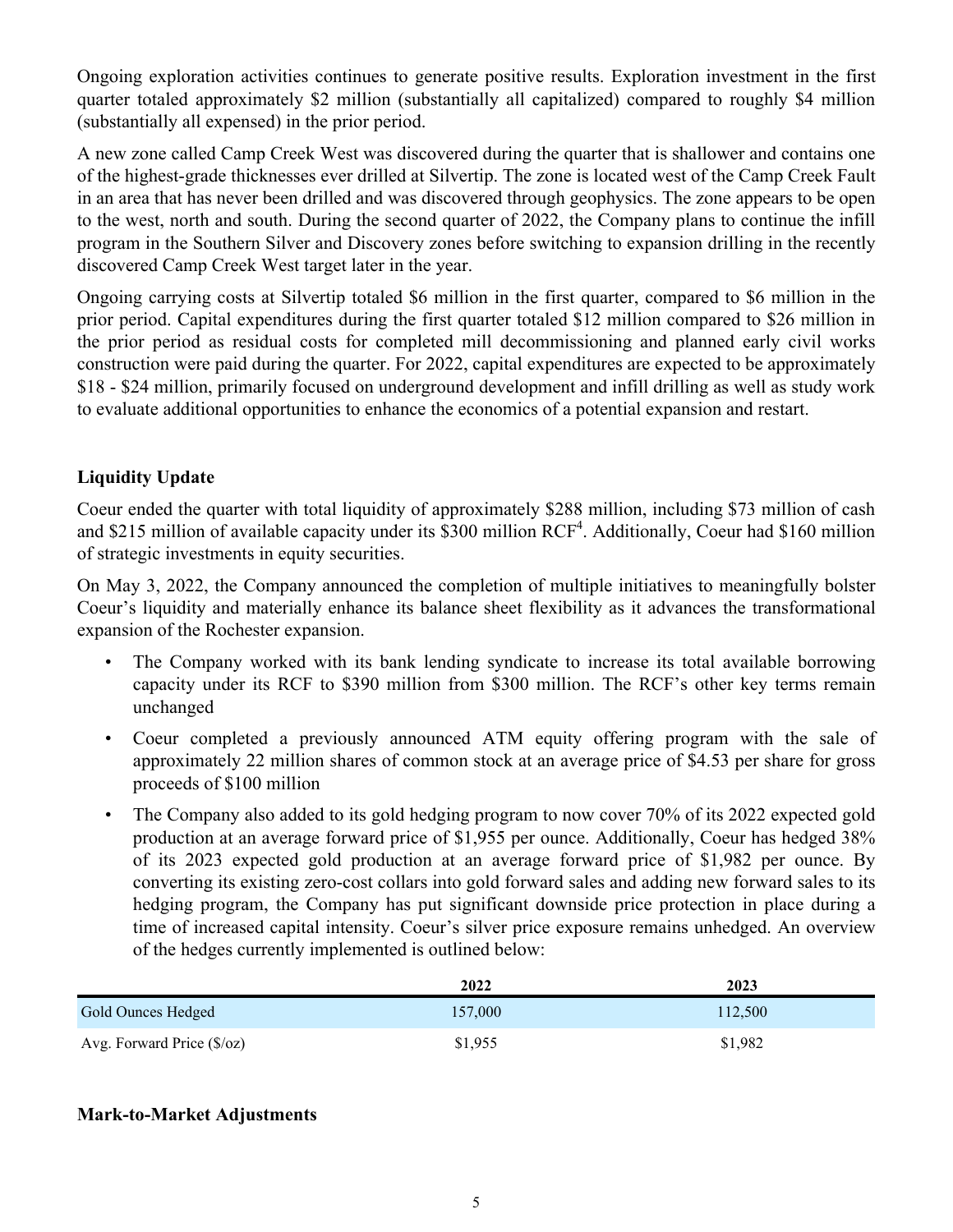Ongoing exploration activities continues to generate positive results. Exploration investment in the first quarter totaled approximately $2 million (substantially all capitalized) compared to roughly $4 million (substantially all expensed) in the prior period.

A new zone called Camp Creek West was discovered during the quarter that is shallower and contains one of the highest-grade thicknesses ever drilled at Silvertip. The zone is located west of the Camp Creek Fault in an area that has never been drilled and was discovered through geophysics. The zone appears to be open to the west, north and south. During the second quarter of 2022, the Company plans to continue the infill program in the Southern Silver and Discovery zones before switching to expansion drilling in the recently discovered Camp Creek West target later in the year.

Ongoing carrying costs at Silvertip totaled $6 million in the first quarter, compared to $6 million in the prior period. Capital expenditures during the first quarter totaled $12 million compared to $26 million in the prior period as residual costs for completed mill decommissioning and planned early civil works construction were paid during the quarter. For 2022, capital expenditures are expected to be approximately $18 - $24 million, primarily focused on underground development and infill drilling as well as study work to evaluate additional opportunities to enhance the economics of a potential expansion and restart.

## Liquidity Update

Coeur ended the quarter with total liquidity of approximately $288 million, including $73 million of cash and $215 million of available capacity under its $300 million RCF[4]. Additionally, Coeur had $160 million of strategic investments in equity securities.

On May 3, 2022, the Company announced the completion of multiple initiatives to meaningfully bolster Coeur's liquidity and materially enhance its balance sheet flexibility as it advances the transformational expansion of the Rochester expansion.

- The Company worked with its bank lending syndicate to increase its total available borrowing capacity under its RCF to $390 million from $300 million. The RCF's other key terms remain unchanged
- Coeur completed a previously announced ATM equity offering program with the sale of approximately 22 million shares of common stock at an average price of $4.53 per share for gross proceeds of $100 million
- The Company also added to its gold hedging program to now cover 70% of its 2022 expected gold production at an average forward price of $1,955 per ounce. Additionally, Coeur has hedged 38% of its 2023 expected gold production at an average forward price of $1,982 per ounce. By converting its existing zero-cost collars into gold forward sales and adding new forward sales to its hedging program, the Company has put significant downside price protection in place during a time of increased capital intensity. Coeur's silver price exposure remains unhedged. An overview of the hedges currently implemented is outlined below:

| | 2022 | 2023 |
|---|---|---|
| Gold Ounces Hedged | 157,000 | 112,500 |
| Avg. Forward Price ($/oz) | $1,955 | $1,982 |

## Mark-to-Market Adjustments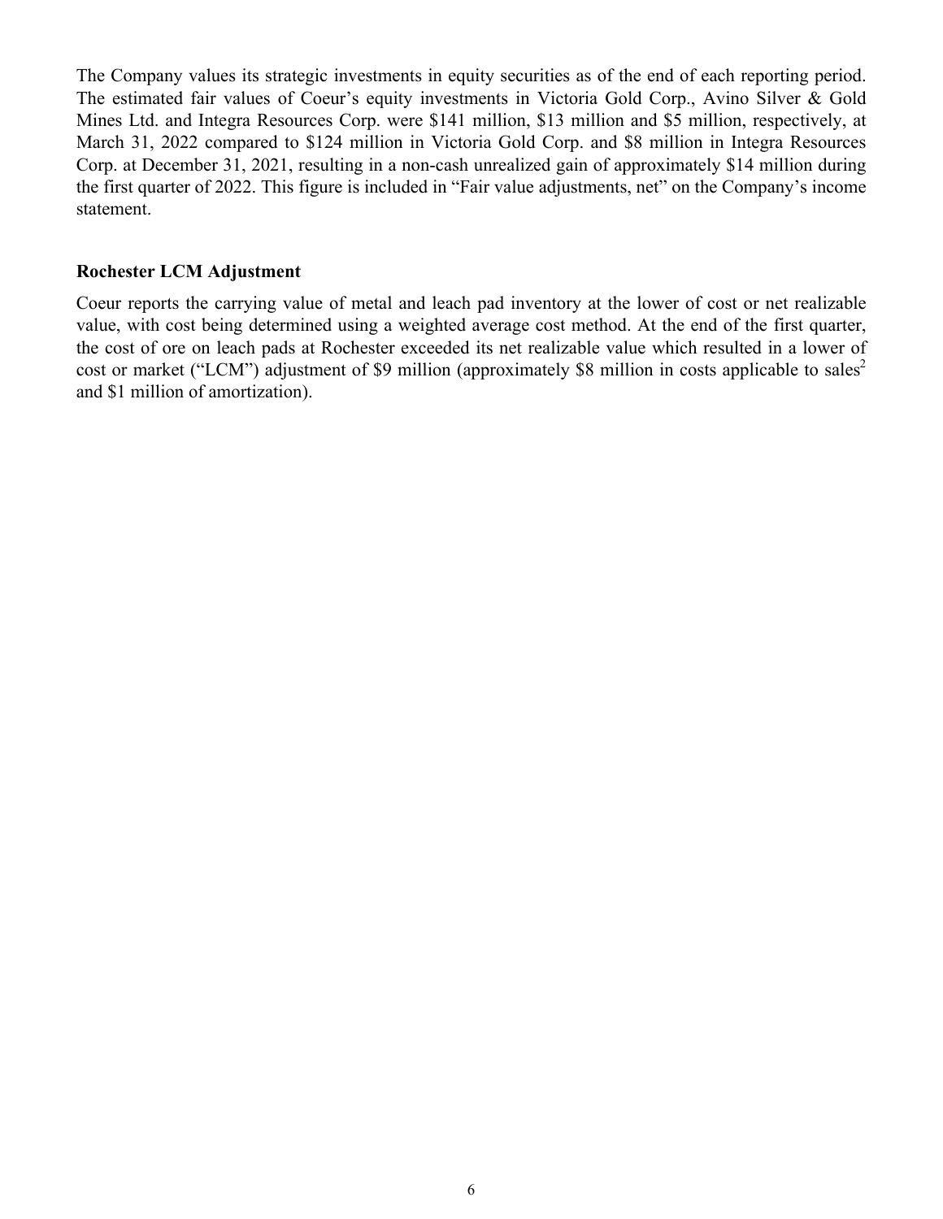The Company values its strategic investments in equity securities as of the end of each reporting period. The estimated fair values of Coeur's equity investments in Victoria Gold Corp., Avino Silver & Gold Mines Ltd. and Integra Resources Corp. were $141 million, $13 million and $5 million, respectively, at March 31, 2022 compared to $124 million in Victoria Gold Corp. and $8 million in Integra Resources Corp. at December 31, 2021, resulting in a non-cash unrealized gain of approximately $14 million during the first quarter of 2022. This figure is included in "Fair value adjustments, net" on the Company's income statement.

## Rochester LCM Adjustment

Coeur reports the carrying value of metal and leach pad inventory at the lower of cost or net realizable value, with cost being determined using a weighted average cost method. At the end of the first quarter, the cost of ore on leach pads at Rochester exceeded its net realizable value which resulted in a lower of cost or market ("LCM") adjustment of $9 million (approximately $8 million in costs applicable to sales[2] and $1 million of amortization).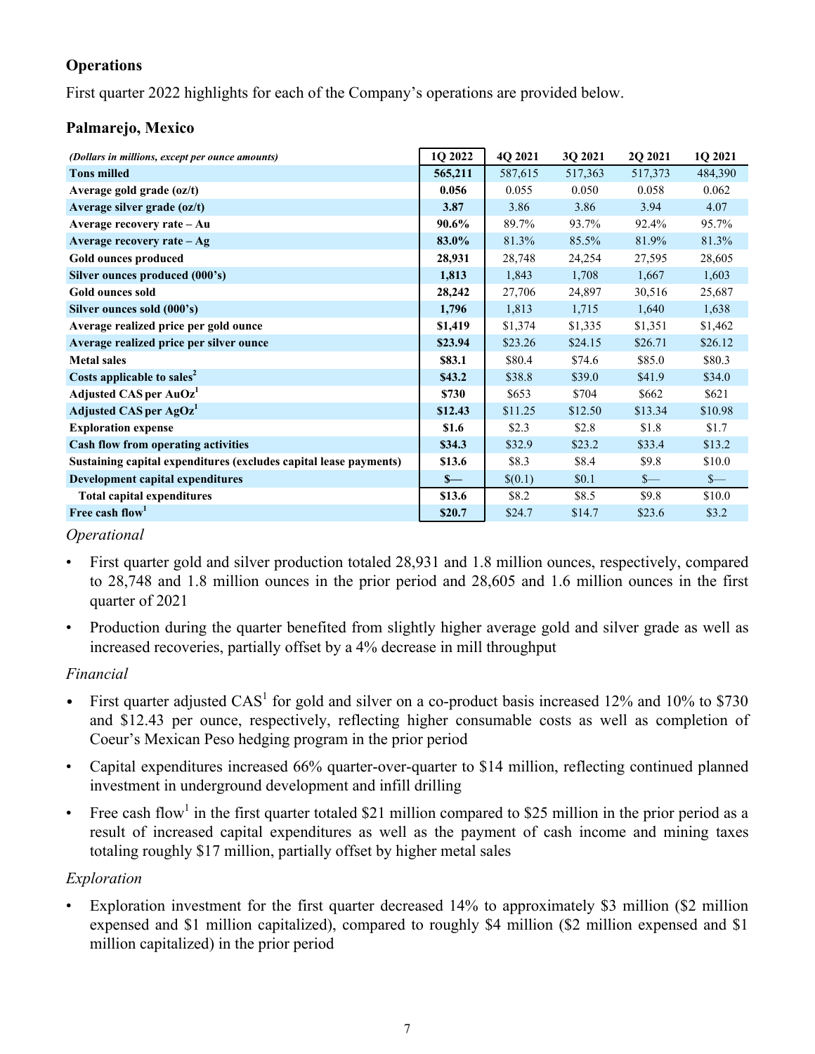## Operations

First quarter 2022 highlights for each of the Company's operations are provided below.

### Palmarejo, Mexico

| *(Dollars in millions, except per ounce amounts)* | **1Q 2022** | 4Q 2021 | 3Q 2021 | 2Q 2021 | 1Q 2021 |
|---|---|---|---|---|---|
| **Tons milled** | **565,211** | 587,615 | 517,363 | 517,373 | 484,390 |
| **Average gold grade (oz/t)** | **0.056** | 0.055 | 0.050 | 0.058 | 0.062 |
| **Average silver grade (oz/t)** | **3.87** | 3.86 | 3.86 | 3.94 | 4.07 |
| **Average recovery rate – Au** | **90.6%** | 89.7% | 93.7% | 92.4% | 95.7% |
| **Average recovery rate – Ag** | **83.0%** | 81.3% | 85.5% | 81.9% | 81.3% |
| **Gold ounces produced** | **28,931** | 28,748 | 24,254 | 27,595 | 28,605 |
| **Silver ounces produced (000's)** | **1,813** | 1,843 | 1,708 | 1,667 | 1,603 |
| **Gold ounces sold** | **28,242** | 27,706 | 24,897 | 30,516 | 25,687 |
| **Silver ounces sold (000's)** | **1,796** | 1,813 | 1,715 | 1,640 | 1,638 |
| **Average realized price per gold ounce** | **$1,419** | $1,374 | $1,335 | $1,351 | $1,462 |
| **Average realized price per silver ounce** | **$23.94** | $23.26 | $24.15 | $26.71 | $26.12 |
| **Metal sales** | **$83.1** | $80.4 | $74.6 | $85.0 | $80.3 |
| **Costs applicable to sales[2]** | **$43.2** | $38.8 | $39.0 | $41.9 | $34.0 |
| **Adjusted CAS per AuOz[1]** | **$730** | $653 | $704 | $662 | $621 |
| **Adjusted CAS per AgOz[1]** | **$12.43** | $11.25 | $12.50 | $13.34 | $10.98 |
| **Exploration expense** | **$1.6** | $2.3 | $2.8 | $1.8 | $1.7 |
| **Cash flow from operating activities** | **$34.3** | $32.9 | $23.2 | $33.4 | $13.2 |
| **Sustaining capital expenditures (excludes capital lease payments)** | **$13.6** | $8.3 | $8.4 | $9.8 | $10.0 |
| **Development capital expenditures** | **$—** | $(0.1) | $0.1 | $— | $— |
| **Total capital expenditures** | **$13.6** | $8.2 | $8.5 | $9.8 | $10.0 |
| **Free cash flow[1]** | **$20.7** | $24.7 | $14.7 | $23.6 | $3.2 |

*Operational*

- First quarter gold and silver production totaled 28,931 and 1.8 million ounces, respectively, compared to 28,748 and 1.8 million ounces in the prior period and 28,605 and 1.6 million ounces in the first quarter of 2021
- Production during the quarter benefited from slightly higher average gold and silver grade as well as increased recoveries, partially offset by a 4% decrease in mill throughput

*Financial*

- First quarter adjusted CAS[1] for gold and silver on a co-product basis increased 12% and 10% to $730 and $12.43 per ounce, respectively, reflecting higher consumable costs as well as completion of Coeur's Mexican Peso hedging program in the prior period
- Capital expenditures increased 66% quarter-over-quarter to $14 million, reflecting continued planned investment in underground development and infill drilling
- Free cash flow[1] in the first quarter totaled $21 million compared to $25 million in the prior period as a result of increased capital expenditures as well as the payment of cash income and mining taxes totaling roughly $17 million, partially offset by higher metal sales

*Exploration*

- Exploration investment for the first quarter decreased 14% to approximately $3 million ($2 million expensed and $1 million capitalized), compared to roughly $4 million ($2 million expensed and $1 million capitalized) in the prior period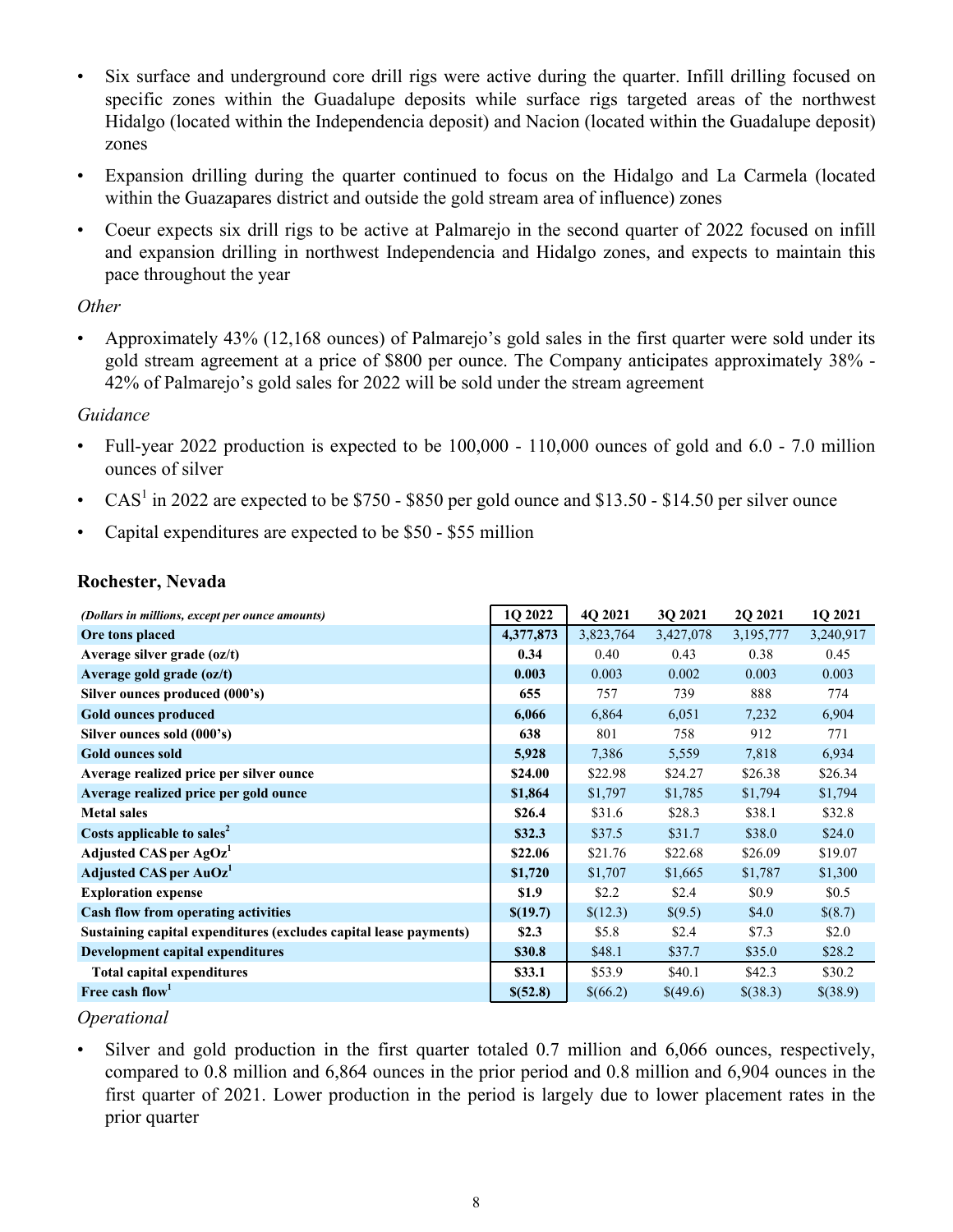- Six surface and underground core drill rigs were active during the quarter. Infill drilling focused on specific zones within the Guadalupe deposits while surface rigs targeted areas of the northwest Hidalgo (located within the Independencia deposit) and Nacion (located within the Guadalupe deposit) zones
- Expansion drilling during the quarter continued to focus on the Hidalgo and La Carmela (located within the Guazapares district and outside the gold stream area of influence) zones
- Coeur expects six drill rigs to be active at Palmarejo in the second quarter of 2022 focused on infill and expansion drilling in northwest Independencia and Hidalgo zones, and expects to maintain this pace throughout the year

*Other*

- Approximately 43% (12,168 ounces) of Palmarejo's gold sales in the first quarter were sold under its gold stream agreement at a price of $800 per ounce. The Company anticipates approximately 38% - 42% of Palmarejo's gold sales for 2022 will be sold under the stream agreement

*Guidance*

- Full-year 2022 production is expected to be 100,000 - 110,000 ounces of gold and 6.0 - 7.0 million ounces of silver
- CAS[1] in 2022 are expected to be $750 - $850 per gold ounce and $13.50 - $14.50 per silver ounce
- Capital expenditures are expected to be $50 - $55 million

## Rochester, Nevada

| *(Dollars in millions, except per ounce amounts)* | 1Q 2022 | 4Q 2021 | 3Q 2021 | 2Q 2021 | 1Q 2021 |
|---|---|---|---|---|---|
| **Ore tons placed** | **4,377,873** | 3,823,764 | 3,427,078 | 3,195,777 | 3,240,917 |
| **Average silver grade (oz/t)** | **0.34** | 0.40 | 0.43 | 0.38 | 0.45 |
| **Average gold grade (oz/t)** | **0.003** | 0.003 | 0.002 | 0.003 | 0.003 |
| **Silver ounces produced (000's)** | **655** | 757 | 739 | 888 | 774 |
| **Gold ounces produced** | **6,066** | 6,864 | 6,051 | 7,232 | 6,904 |
| **Silver ounces sold (000's)** | **638** | 801 | 758 | 912 | 771 |
| **Gold ounces sold** | **5,928** | 7,386 | 5,559 | 7,818 | 6,934 |
| **Average realized price per silver ounce** | **$24.00** | $22.98 | $24.27 | $26.38 | $26.34 |
| **Average realized price per gold ounce** | **$1,864** | $1,797 | $1,785 | $1,794 | $1,794 |
| **Metal sales** | **$26.4** | $31.6 | $28.3 | $38.1 | $32.8 |
| **Costs applicable to sales[2]** | **$32.3** | $37.5 | $31.7 | $38.0 | $24.0 |
| **Adjusted CAS per AgOz[1]** | **$22.06** | $21.76 | $22.68 | $26.09 | $19.07 |
| **Adjusted CAS per AuOz[1]** | **$1,720** | $1,707 | $1,665 | $1,787 | $1,300 |
| **Exploration expense** | **$1.9** | $2.2 | $2.4 | $0.9 | $0.5 |
| **Cash flow from operating activities** | **$(19.7)** | $(12.3) | $(9.5) | $4.0 | $(8.7) |
| **Sustaining capital expenditures (excludes capital lease payments)** | **$2.3** | $5.8 | $2.4 | $7.3 | $2.0 |
| **Development capital expenditures** | **$30.8** | $48.1 | $37.7 | $35.0 | $28.2 |
| **Total capital expenditures** | **$33.1** | $53.9 | $40.1 | $42.3 | $30.2 |
| **Free cash flow[1]** | **$(52.8)** | $(66.2) | $(49.6) | $(38.3) | $(38.9) |

*Operational*

- Silver and gold production in the first quarter totaled 0.7 million and 6,066 ounces, respectively, compared to 0.8 million and 6,864 ounces in the prior period and 0.8 million and 6,904 ounces in the first quarter of 2021. Lower production in the period is largely due to lower placement rates in the prior quarter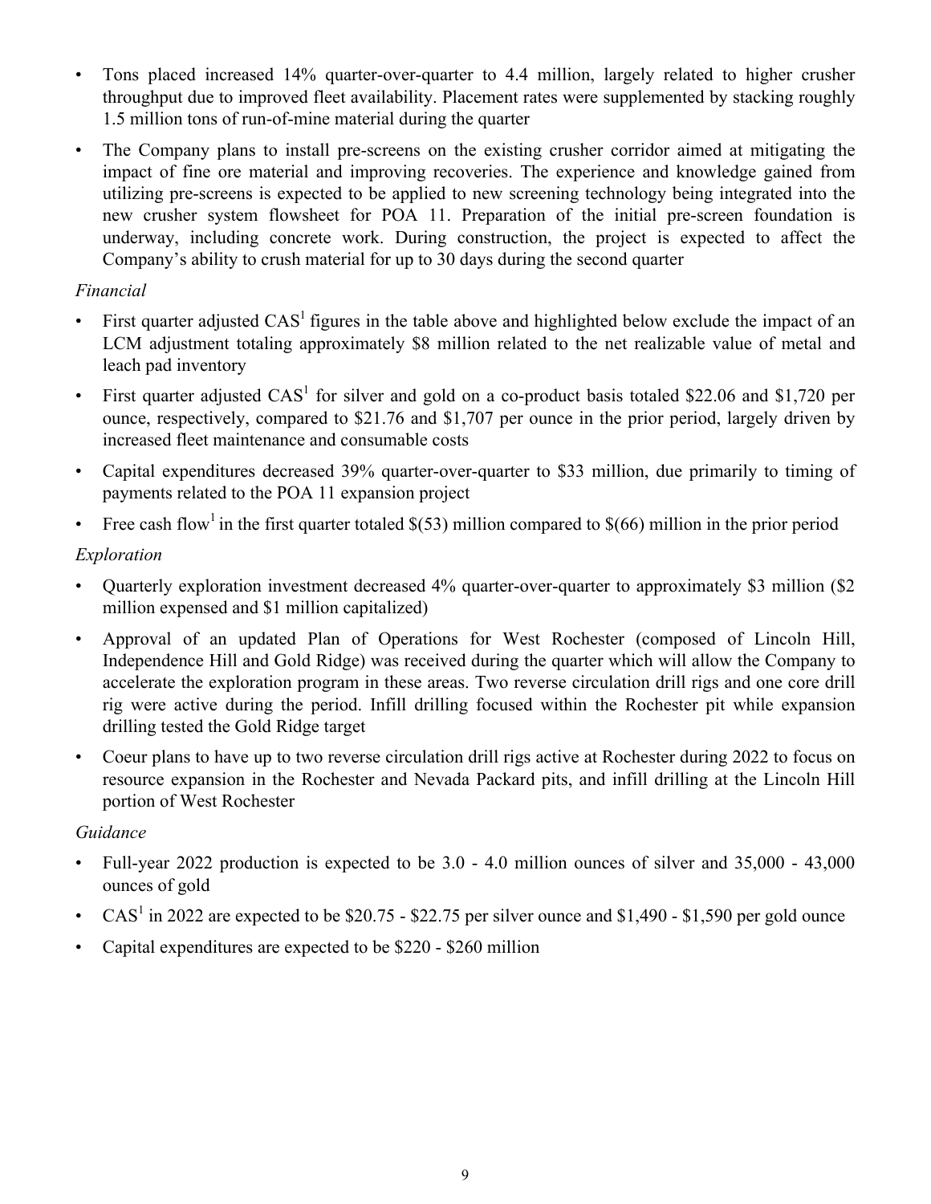- Tons placed increased 14% quarter-over-quarter to 4.4 million, largely related to higher crusher throughput due to improved fleet availability. Placement rates were supplemented by stacking roughly 1.5 million tons of run-of-mine material during the quarter
- The Company plans to install pre-screens on the existing crusher corridor aimed at mitigating the impact of fine ore material and improving recoveries. The experience and knowledge gained from utilizing pre-screens is expected to be applied to new screening technology being integrated into the new crusher system flowsheet for POA 11. Preparation of the initial pre-screen foundation is underway, including concrete work. During construction, the project is expected to affect the Company's ability to crush material for up to 30 days during the second quarter

*Financial*

- First quarter adjusted CAS[1] figures in the table above and highlighted below exclude the impact of an LCM adjustment totaling approximately $8 million related to the net realizable value of metal and leach pad inventory
- First quarter adjusted CAS[1] for silver and gold on a co-product basis totaled $22.06 and $1,720 per ounce, respectively, compared to $21.76 and $1,707 per ounce in the prior period, largely driven by increased fleet maintenance and consumable costs
- Capital expenditures decreased 39% quarter-over-quarter to $33 million, due primarily to timing of payments related to the POA 11 expansion project
- Free cash flow[1] in the first quarter totaled $(53) million compared to $(66) million in the prior period

*Exploration*

- Quarterly exploration investment decreased 4% quarter-over-quarter to approximately $3 million ($2 million expensed and $1 million capitalized)
- Approval of an updated Plan of Operations for West Rochester (composed of Lincoln Hill, Independence Hill and Gold Ridge) was received during the quarter which will allow the Company to accelerate the exploration program in these areas. Two reverse circulation drill rigs and one core drill rig were active during the period. Infill drilling focused within the Rochester pit while expansion drilling tested the Gold Ridge target
- Coeur plans to have up to two reverse circulation drill rigs active at Rochester during 2022 to focus on resource expansion in the Rochester and Nevada Packard pits, and infill drilling at the Lincoln Hill portion of West Rochester

*Guidance*

- Full-year 2022 production is expected to be 3.0 - 4.0 million ounces of silver and 35,000 - 43,000 ounces of gold
- CAS[1] in 2022 are expected to be $20.75 - $22.75 per silver ounce and $1,490 - $1,590 per gold ounce
- Capital expenditures are expected to be $220 - $260 million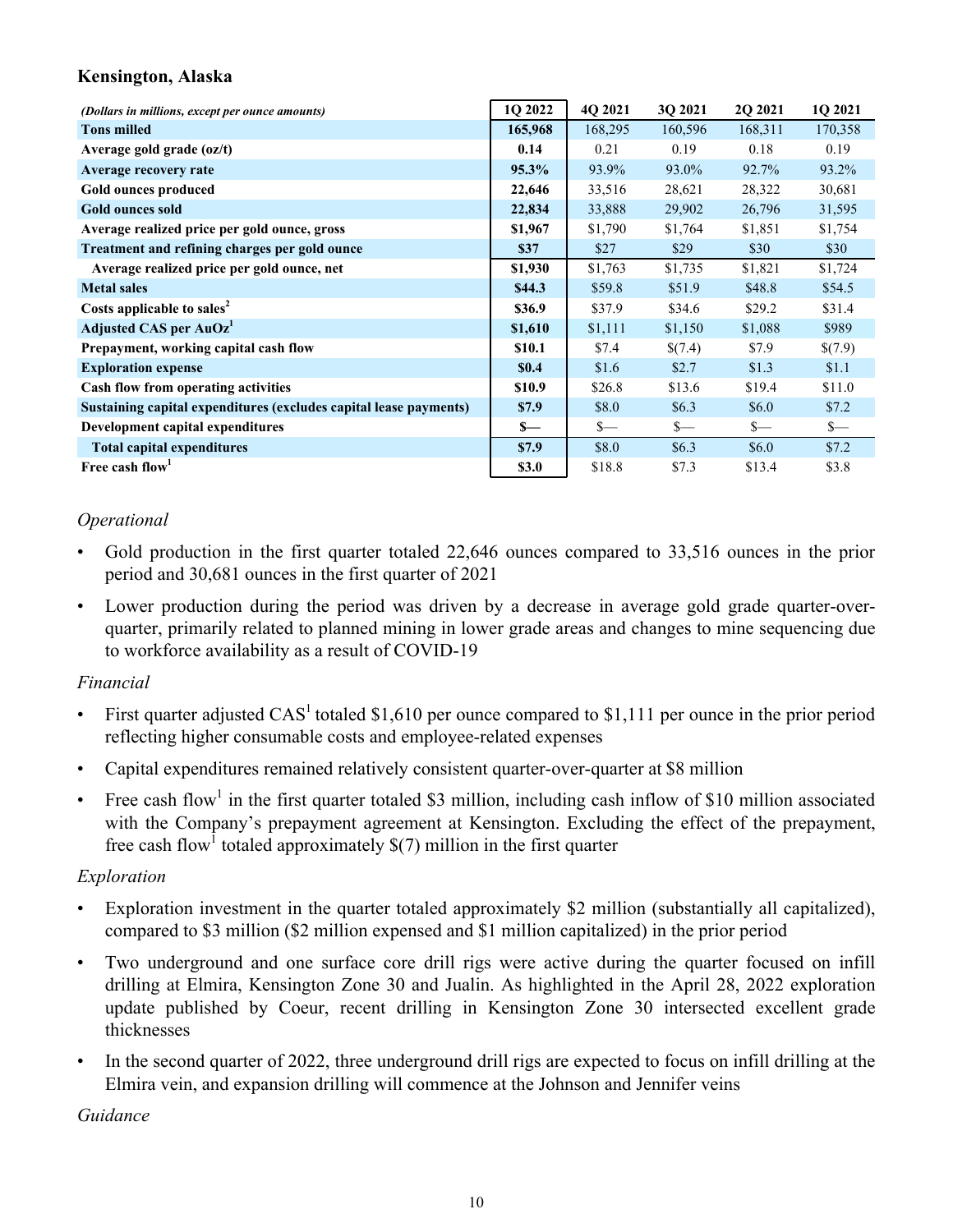### Kensington, Alaska

| *(Dollars in millions, except per ounce amounts)* | 1Q 2022 | 4Q 2021 | 3Q 2021 | 2Q 2021 | 1Q 2021 |
|---|---|---|---|---|---|
| **Tons milled** | **165,968** | 168,295 | 160,596 | 168,311 | 170,358 |
| **Average gold grade (oz/t)** | **0.14** | 0.21 | 0.19 | 0.18 | 0.19 |
| **Average recovery rate** | **95.3%** | 93.9% | 93.0% | 92.7% | 93.2% |
| **Gold ounces produced** | **22,646** | 33,516 | 28,621 | 28,322 | 30,681 |
| **Gold ounces sold** | **22,834** | 33,888 | 29,902 | 26,796 | 31,595 |
| **Average realized price per gold ounce, gross** | **$1,967** | $1,790 | $1,764 | $1,851 | $1,754 |
| **Treatment and refining charges per gold ounce** | **$37** | $27 | $29 | $30 | $30 |
| **Average realized price per gold ounce, net** | **$1,930** | $1,763 | $1,735 | $1,821 | $1,724 |
| **Metal sales** | **$44.3** | $59.8 | $51.9 | $48.8 | $54.5 |
| **Costs applicable to sales[2]** | **$36.9** | $37.9 | $34.6 | $29.2 | $31.4 |
| **Adjusted CAS per AuOz[1]** | **$1,610** | $1,111 | $1,150 | $1,088 | $989 |
| **Prepayment, working capital cash flow** | **$10.1** | $7.4 | $(7.4) | $7.9 | $(7.9) |
| **Exploration expense** | **$0.4** | $1.6 | $2.7 | $1.3 | $1.1 |
| **Cash flow from operating activities** | **$10.9** | $26.8 | $13.6 | $19.4 | $11.0 |
| **Sustaining capital expenditures (excludes capital lease payments)** | **$7.9** | $8.0 | $6.3 | $6.0 | $7.2 |
| **Development capital expenditures** | **$—** | $— | $— | $— | $— |
| **Total capital expenditures** | **$7.9** | $8.0 | $6.3 | $6.0 | $7.2 |
| **Free cash flow[1]** | **$3.0** | $18.8 | $7.3 | $13.4 | $3.8 |

*Operational*

- Gold production in the first quarter totaled 22,646 ounces compared to 33,516 ounces in the prior period and 30,681 ounces in the first quarter of 2021
- Lower production during the period was driven by a decrease in average gold grade quarter-over-quarter, primarily related to planned mining in lower grade areas and changes to mine sequencing due to workforce availability as a result of COVID-19

*Financial*

- First quarter adjusted CAS[1] totaled $1,610 per ounce compared to $1,111 per ounce in the prior period reflecting higher consumable costs and employee-related expenses
- Capital expenditures remained relatively consistent quarter-over-quarter at $8 million
- Free cash flow[1] in the first quarter totaled $3 million, including cash inflow of $10 million associated with the Company's prepayment agreement at Kensington. Excluding the effect of the prepayment, free cash flow[1] totaled approximately $(7) million in the first quarter

*Exploration*

- Exploration investment in the quarter totaled approximately $2 million (substantially all capitalized), compared to $3 million ($2 million expensed and $1 million capitalized) in the prior period
- Two underground and one surface core drill rigs were active during the quarter focused on infill drilling at Elmira, Kensington Zone 30 and Jualin. As highlighted in the April 28, 2022 exploration update published by Coeur, recent drilling in Kensington Zone 30 intersected excellent grade thicknesses
- In the second quarter of 2022, three underground drill rigs are expected to focus on infill drilling at the Elmira vein, and expansion drilling will commence at the Johnson and Jennifer veins

*Guidance*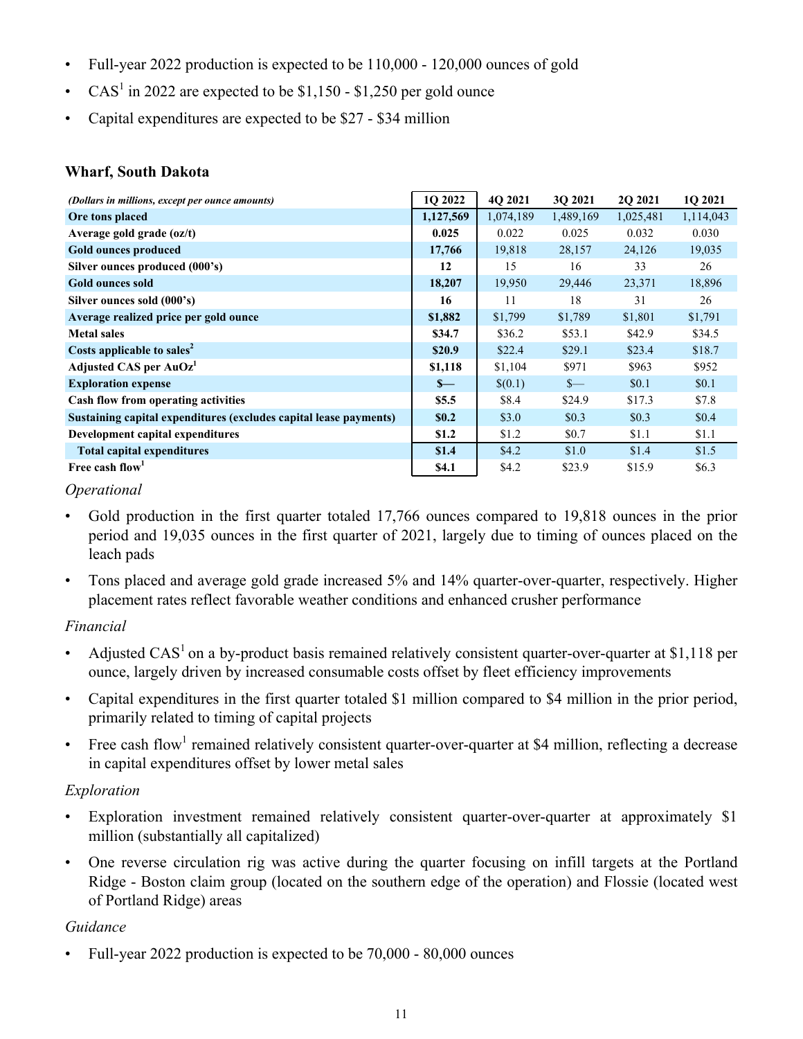- Full-year 2022 production is expected to be 110,000 - 120,000 ounces of gold
- CAS[1] in 2022 are expected to be $1,150 - $1,250 per gold ounce
- Capital expenditures are expected to be $27 - $34 million

### Wharf, South Dakota

| *(Dollars in millions, except per ounce amounts)* | 1Q 2022 | 4Q 2021 | 3Q 2021 | 2Q 2021 | 1Q 2021 |
|---|---|---|---|---|---|
| **Ore tons placed** | **1,127,569** | 1,074,189 | 1,489,169 | 1,025,481 | 1,114,043 |
| **Average gold grade (oz/t)** | **0.025** | 0.022 | 0.025 | 0.032 | 0.030 |
| **Gold ounces produced** | **17,766** | 19,818 | 28,157 | 24,126 | 19,035 |
| **Silver ounces produced (000's)** | **12** | 15 | 16 | 33 | 26 |
| **Gold ounces sold** | **18,207** | 19,950 | 29,446 | 23,371 | 18,896 |
| **Silver ounces sold (000's)** | **16** | 11 | 18 | 31 | 26 |
| **Average realized price per gold ounce** | **$1,882** | $1,799 | $1,789 | $1,801 | $1,791 |
| **Metal sales** | **$34.7** | $36.2 | $53.1 | $42.9 | $34.5 |
| **Costs applicable to sales[2]** | **$20.9** | $22.4 | $29.1 | $23.4 | $18.7 |
| **Adjusted CAS per AuOz[1]** | **$1,118** | $1,104 | $971 | $963 | $952 |
| **Exploration expense** | **$—** | $(0.1) | $— | $0.1 | $0.1 |
| **Cash flow from operating activities** | **$5.5** | $8.4 | $24.9 | $17.3 | $7.8 |
| **Sustaining capital expenditures (excludes capital lease payments)** | **$0.2** | $3.0 | $0.3 | $0.3 | $0.4 |
| **Development capital expenditures** | **$1.2** | $1.2 | $0.7 | $1.1 | $1.1 |
| **Total capital expenditures** | **$1.4** | $4.2 | $1.0 | $1.4 | $1.5 |
| **Free cash flow[1]** | **$4.1** | $4.2 | $23.9 | $15.9 | $6.3 |

*Operational*

- Gold production in the first quarter totaled 17,766 ounces compared to 19,818 ounces in the prior period and 19,035 ounces in the first quarter of 2021, largely due to timing of ounces placed on the leach pads
- Tons placed and average gold grade increased 5% and 14% quarter-over-quarter, respectively. Higher placement rates reflect favorable weather conditions and enhanced crusher performance

*Financial*

- Adjusted CAS[1] on a by-product basis remained relatively consistent quarter-over-quarter at $1,118 per ounce, largely driven by increased consumable costs offset by fleet efficiency improvements
- Capital expenditures in the first quarter totaled $1 million compared to $4 million in the prior period, primarily related to timing of capital projects
- Free cash flow[1] remained relatively consistent quarter-over-quarter at $4 million, reflecting a decrease in capital expenditures offset by lower metal sales

*Exploration*

- Exploration investment remained relatively consistent quarter-over-quarter at approximately $1 million (substantially all capitalized)
- One reverse circulation rig was active during the quarter focusing on infill targets at the Portland Ridge - Boston claim group (located on the southern edge of the operation) and Flossie (located west of Portland Ridge) areas

*Guidance*

- Full-year 2022 production is expected to be 70,000 - 80,000 ounces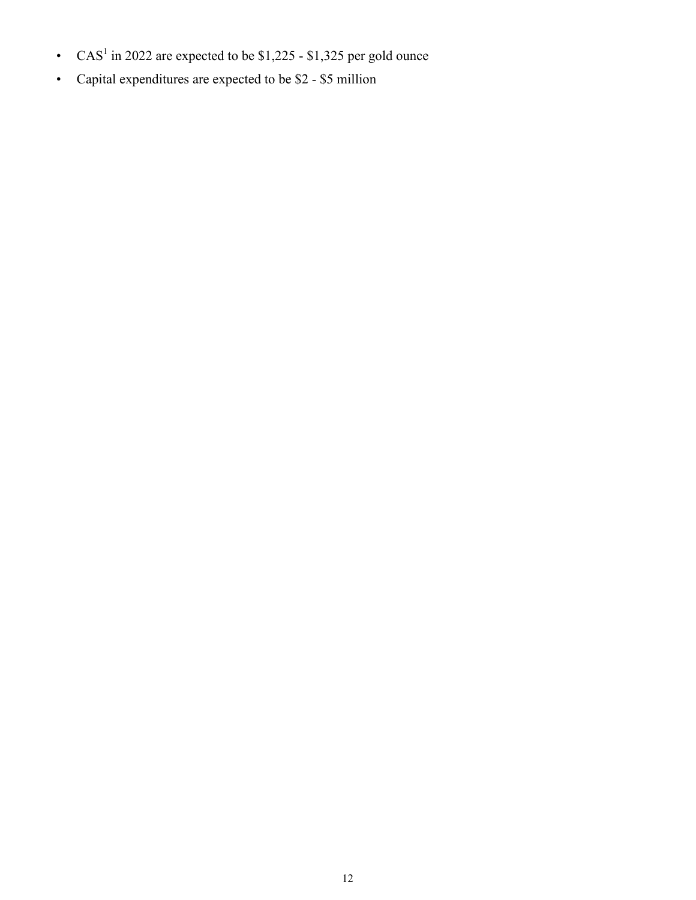- CAS[1] in 2022 are expected to be $1,225 - $1,325 per gold ounce
- Capital expenditures are expected to be $2 - $5 million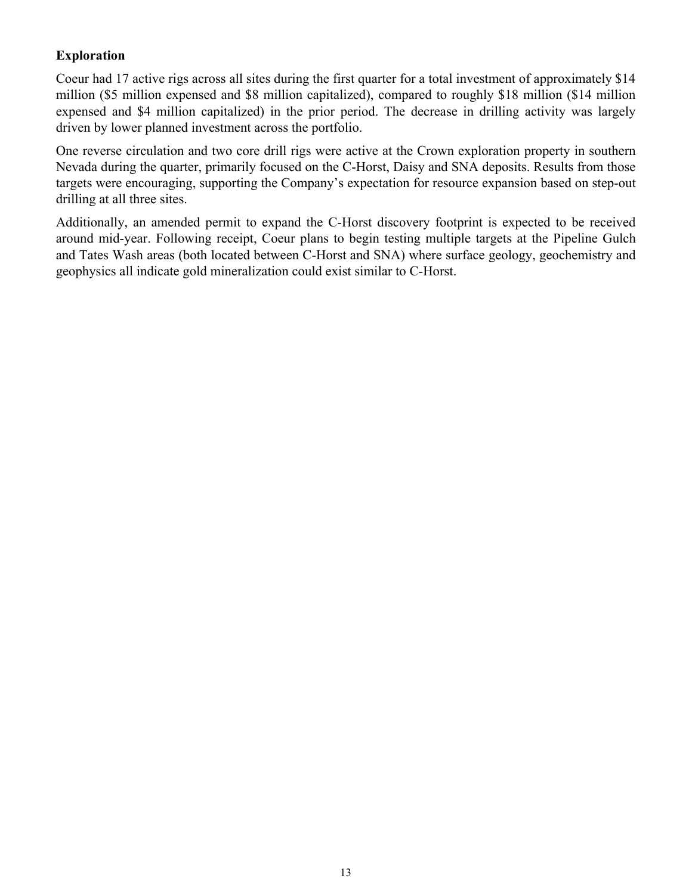## Exploration

Coeur had 17 active rigs across all sites during the first quarter for a total investment of approximately $14 million ($5 million expensed and $8 million capitalized), compared to roughly $18 million ($14 million expensed and $4 million capitalized) in the prior period. The decrease in drilling activity was largely driven by lower planned investment across the portfolio.

One reverse circulation and two core drill rigs were active at the Crown exploration property in southern Nevada during the quarter, primarily focused on the C-Horst, Daisy and SNA deposits. Results from those targets were encouraging, supporting the Company's expectation for resource expansion based on step-out drilling at all three sites.

Additionally, an amended permit to expand the C-Horst discovery footprint is expected to be received around mid-year. Following receipt, Coeur plans to begin testing multiple targets at the Pipeline Gulch and Tates Wash areas (both located between C-Horst and SNA) where surface geology, geochemistry and geophysics all indicate gold mineralization could exist similar to C-Horst.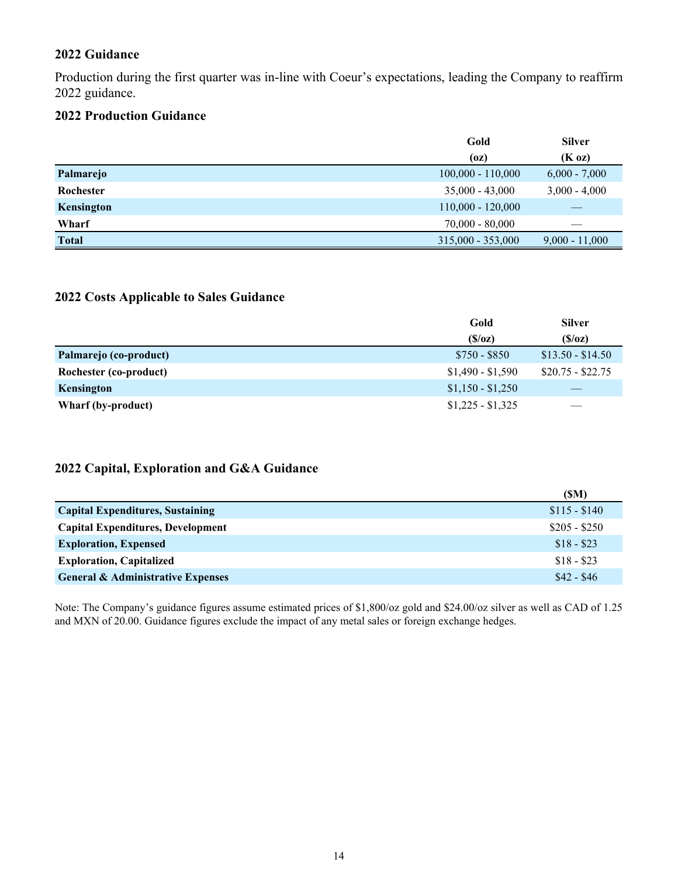## 2022 Guidance

Production during the first quarter was in-line with Coeur's expectations, leading the Company to reaffirm 2022 guidance.

### 2022 Production Guidance

| | Gold (oz) | Silver (K oz) |
|---|---|---|
| **Palmarejo** | 100,000 - 110,000 | 6,000 - 7,000 |
| **Rochester** | 35,000 - 43,000 | 3,000 - 4,000 |
| **Kensington** | 110,000 - 120,000 | — |
| **Wharf** | 70,000 - 80,000 | — |
| **Total** | 315,000 - 353,000 | 9,000 - 11,000 |

### 2022 Costs Applicable to Sales Guidance

| | Gold ($/oz) | Silver ($/oz) |
|---|---|---|
| **Palmarejo (co-product)** | $750 - $850 | $13.50 - $14.50 |
| **Rochester (co-product)** | $1,490 - $1,590 | $20.75 - $22.75 |
| **Kensington** | $1,150 - $1,250 | — |
| **Wharf (by-product)** | $1,225 - $1,325 | — |

### 2022 Capital, Exploration and G&A Guidance

| | ($M) |
|---|---|
| **Capital Expenditures, Sustaining** | $115 - $140 |
| **Capital Expenditures, Development** | $205 - $250 |
| **Exploration, Expensed** | $18 - $23 |
| **Exploration, Capitalized** | $18 - $23 |
| **General & Administrative Expenses** | $42 - $46 |

Note: The Company's guidance figures assume estimated prices of $1,800/oz gold and $24.00/oz silver as well as CAD of 1.25 and MXN of 20.00. Guidance figures exclude the impact of any metal sales or foreign exchange hedges.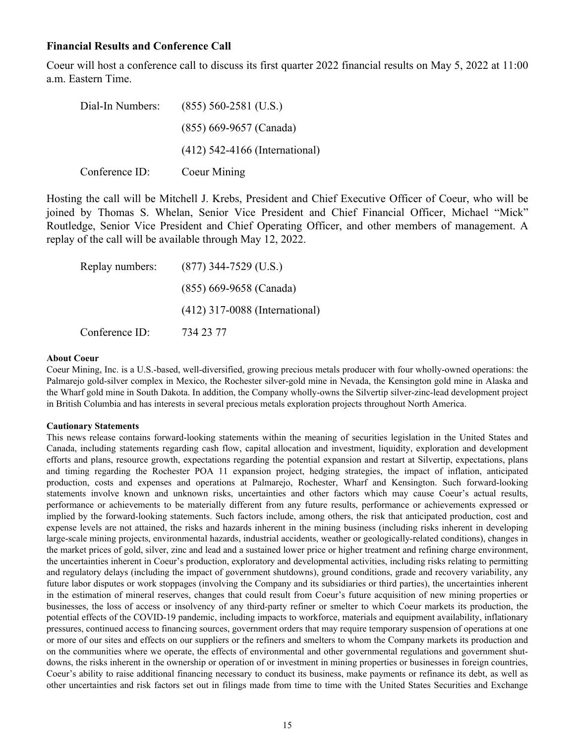### Financial Results and Conference Call

Coeur will host a conference call to discuss its first quarter 2022 financial results on May 5, 2022 at 11:00 a.m. Eastern Time.

| | |
|---|---|
| Dial-In Numbers: | (855) 560-2581 (U.S.) |
| | (855) 669-9657 (Canada) |
| | (412) 542-4166 (International) |
| Conference ID: | Coeur Mining |

Hosting the call will be Mitchell J. Krebs, President and Chief Executive Officer of Coeur, who will be joined by Thomas S. Whelan, Senior Vice President and Chief Financial Officer, Michael "Mick" Routledge, Senior Vice President and Chief Operating Officer, and other members of management. A replay of the call will be available through May 12, 2022.

| | |
|---|---|
| Replay numbers: | (877) 344-7529 (U.S.) |
| | (855) 669-9658 (Canada) |
| | (412) 317-0088 (International) |
| Conference ID: | 734 23 77 |

**About Coeur**

Coeur Mining, Inc. is a U.S.-based, well-diversified, growing precious metals producer with four wholly-owned operations: the Palmarejo gold-silver complex in Mexico, the Rochester silver-gold mine in Nevada, the Kensington gold mine in Alaska and the Wharf gold mine in South Dakota. In addition, the Company wholly-owns the Silvertip silver-zinc-lead development project in British Columbia and has interests in several precious metals exploration projects throughout North America.

**Cautionary Statements**

This news release contains forward-looking statements within the meaning of securities legislation in the United States and Canada, including statements regarding cash flow, capital allocation and investment, liquidity, exploration and development efforts and plans, resource growth, expectations regarding the potential expansion and restart at Silvertip, expectations, plans and timing regarding the Rochester POA 11 expansion project, hedging strategies, the impact of inflation, anticipated production, costs and expenses and operations at Palmarejo, Rochester, Wharf and Kensington. Such forward-looking statements involve known and unknown risks, uncertainties and other factors which may cause Coeur's actual results, performance or achievements to be materially different from any future results, performance or achievements expressed or implied by the forward-looking statements. Such factors include, among others, the risk that anticipated production, cost and expense levels are not attained, the risks and hazards inherent in the mining business (including risks inherent in developing large-scale mining projects, environmental hazards, industrial accidents, weather or geologically-related conditions), changes in the market prices of gold, silver, zinc and lead and a sustained lower price or higher treatment and refining charge environment, the uncertainties inherent in Coeur's production, exploratory and developmental activities, including risks relating to permitting and regulatory delays (including the impact of government shutdowns), ground conditions, grade and recovery variability, any future labor disputes or work stoppages (involving the Company and its subsidiaries or third parties), the uncertainties inherent in the estimation of mineral reserves, changes that could result from Coeur's future acquisition of new mining properties or businesses, the loss of access or insolvency of any third-party refiner or smelter to which Coeur markets its production, the potential effects of the COVID-19 pandemic, including impacts to workforce, materials and equipment availability, inflationary pressures, continued access to financing sources, government orders that may require temporary suspension of operations at one or more of our sites and effects on our suppliers or the refiners and smelters to whom the Company markets its production and on the communities where we operate, the effects of environmental and other governmental regulations and government shut-downs, the risks inherent in the ownership or operation of or investment in mining properties or businesses in foreign countries, Coeur's ability to raise additional financing necessary to conduct its business, make payments or refinance its debt, as well as other uncertainties and risk factors set out in filings made from time to time with the United States Securities and Exchange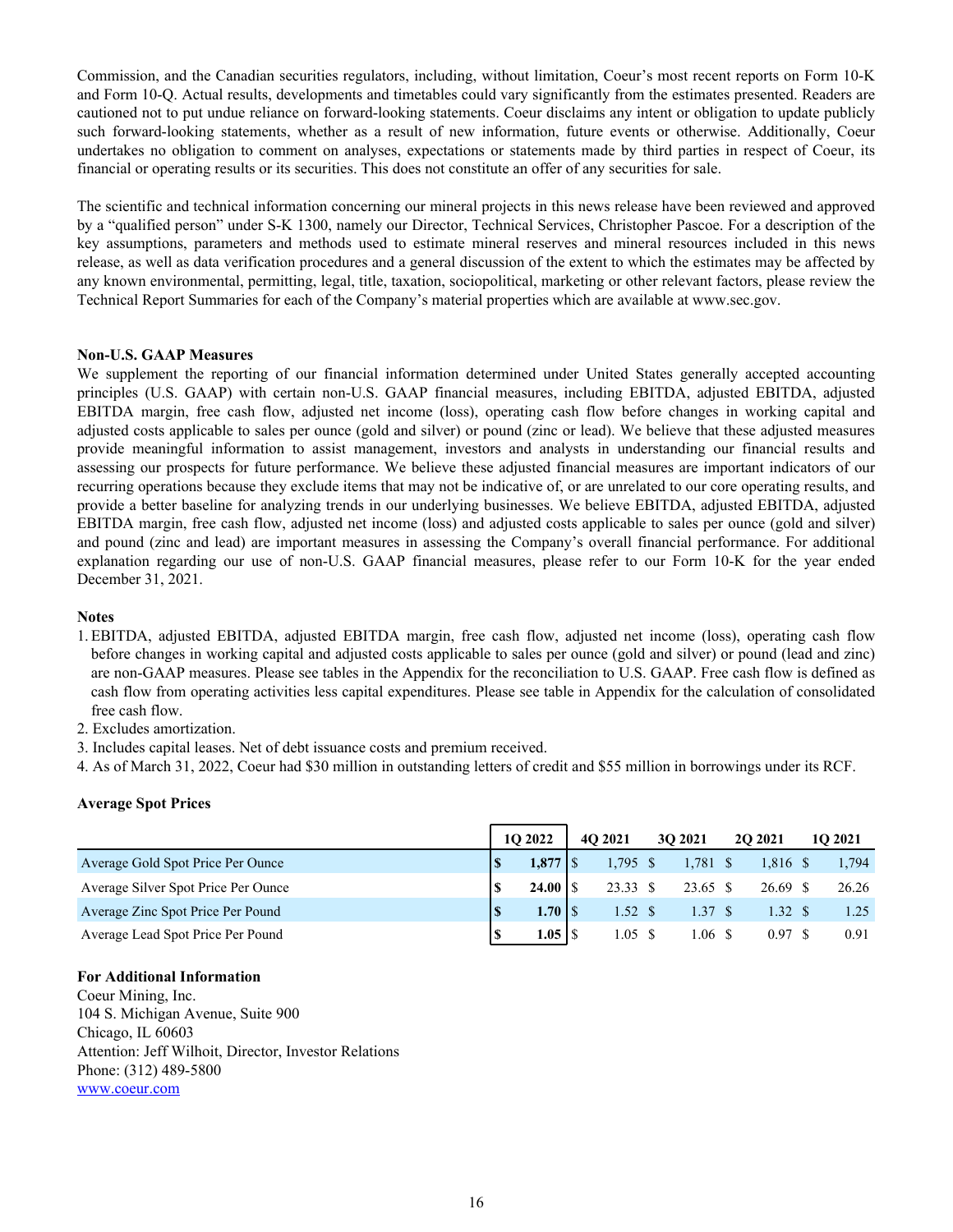Commission, and the Canadian securities regulators, including, without limitation, Coeur's most recent reports on Form 10-K and Form 10-Q. Actual results, developments and timetables could vary significantly from the estimates presented. Readers are cautioned not to put undue reliance on forward-looking statements. Coeur disclaims any intent or obligation to update publicly such forward-looking statements, whether as a result of new information, future events or otherwise. Additionally, Coeur undertakes no obligation to comment on analyses, expectations or statements made by third parties in respect of Coeur, its financial or operating results or its securities. This does not constitute an offer of any securities for sale.

The scientific and technical information concerning our mineral projects in this news release have been reviewed and approved by a "qualified person" under S-K 1300, namely our Director, Technical Services, Christopher Pascoe. For a description of the key assumptions, parameters and methods used to estimate mineral reserves and mineral resources included in this news release, as well as data verification procedures and a general discussion of the extent to which the estimates may be affected by any known environmental, permitting, legal, title, taxation, sociopolitical, marketing or other relevant factors, please review the Technical Report Summaries for each of the Company's material properties which are available at www.sec.gov.

**Non-U.S. GAAP Measures**

We supplement the reporting of our financial information determined under United States generally accepted accounting principles (U.S. GAAP) with certain non-U.S. GAAP financial measures, including EBITDA, adjusted EBITDA, adjusted EBITDA margin, free cash flow, adjusted net income (loss), operating cash flow before changes in working capital and adjusted costs applicable to sales per ounce (gold and silver) or pound (zinc or lead). We believe that these adjusted measures provide meaningful information to assist management, investors and analysts in understanding our financial results and assessing our prospects for future performance. We believe these adjusted financial measures are important indicators of our recurring operations because they exclude items that may not be indicative of, or are unrelated to our core operating results, and provide a better baseline for analyzing trends in our underlying businesses. We believe EBITDA, adjusted EBITDA, adjusted EBITDA margin, free cash flow, adjusted net income (loss) and adjusted costs applicable to sales per ounce (gold and silver) and pound (zinc and lead) are important measures in assessing the Company's overall financial performance. For additional explanation regarding our use of non-U.S. GAAP financial measures, please refer to our Form 10-K for the year ended December 31, 2021.

**Notes**

1. EBITDA, adjusted EBITDA, adjusted EBITDA margin, free cash flow, adjusted net income (loss), operating cash flow before changes in working capital and adjusted costs applicable to sales per ounce (gold and silver) or pound (lead and zinc) are non-GAAP measures. Please see tables in the Appendix for the reconciliation to U.S. GAAP. Free cash flow is defined as cash flow from operating activities less capital expenditures. Please see table in Appendix for the calculation of consolidated free cash flow.
2. Excludes amortization.
3. Includes capital leases. Net of debt issuance costs and premium received.
4. As of March 31, 2022, Coeur had $30 million in outstanding letters of credit and $55 million in borrowings under its RCF.

**Average Spot Prices**

| | 1Q 2022 | 4Q 2021 | 3Q 2021 | 2Q 2021 | 1Q 2021 |
|---|---|---|---|---|---|
| Average Gold Spot Price Per Ounce | **$ 1,877** | $ 1,795 | $ 1,781 | $ 1,816 | $ 1,794 |
| Average Silver Spot Price Per Ounce | **$ 24.00** | $ 23.33 | $ 23.65 | $ 26.69 | $ 26.26 |
| Average Zinc Spot Price Per Pound | **$ 1.70** | $ 1.52 | $ 1.37 | $ 1.32 | $ 1.25 |
| Average Lead Spot Price Per Pound | **$ 1.05** | $ 1.05 | $ 1.06 | $ 0.97 | $ 0.91 |

**For Additional Information**

Coeur Mining, Inc.
104 S. Michigan Avenue, Suite 900
Chicago, IL 60603
Attention: Jeff Wilhoit, Director, Investor Relations
Phone: (312) 489-5800
www.coeur.com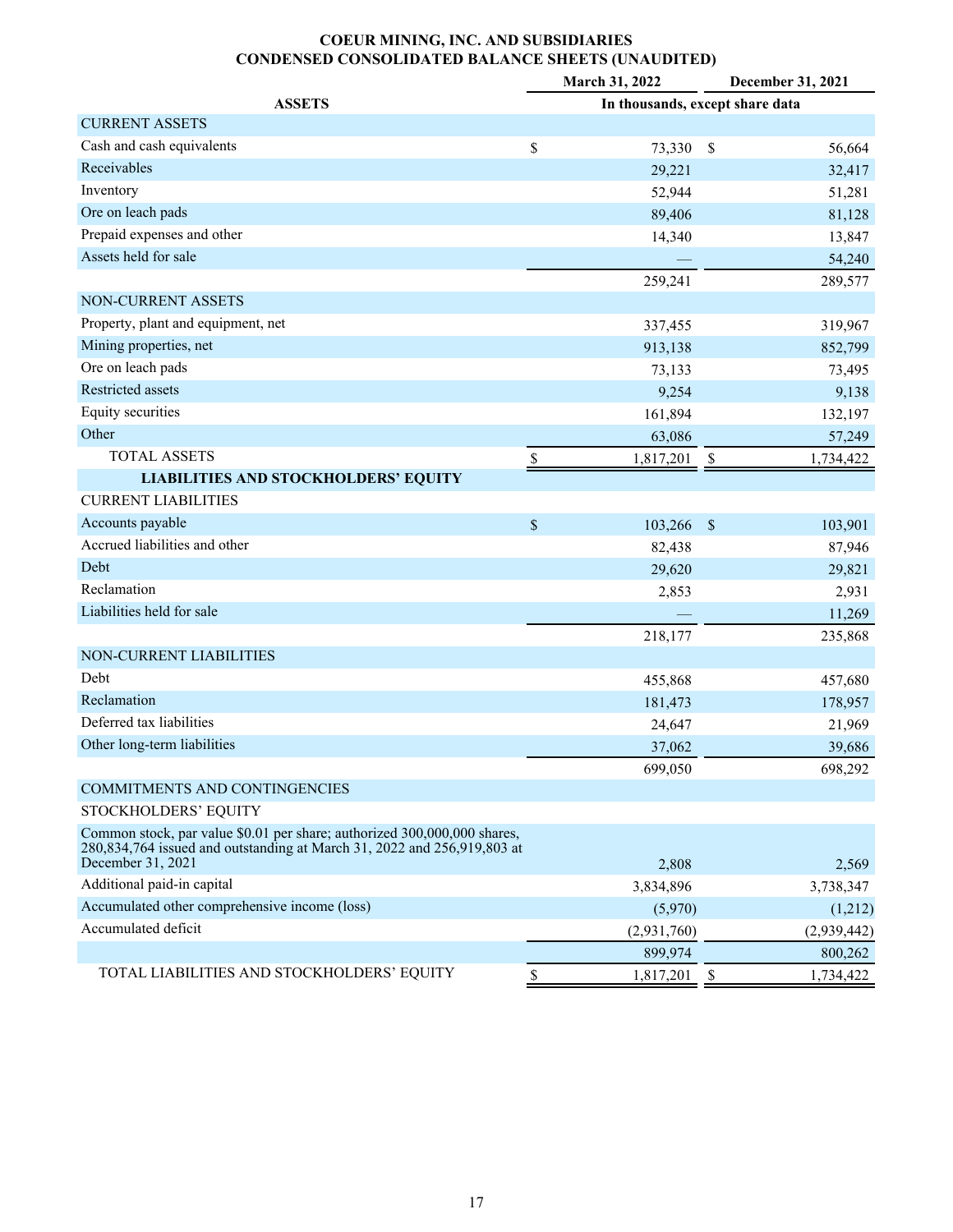**COEUR MINING, INC. AND SUBSIDIARIES**
**CONDENSED CONSOLIDATED BALANCE SHEETS (UNAUDITED)**

| | March 31, 2022 | December 31, 2021 |
|---|---|---|
| **ASSETS** | In thousands, except share data | |
| CURRENT ASSETS | | |
| Cash and cash equivalents | $ 73,330 | $ 56,664 |
| Receivables | 29,221 | 32,417 |
| Inventory | 52,944 | 51,281 |
| Ore on leach pads | 89,406 | 81,128 |
| Prepaid expenses and other | 14,340 | 13,847 |
| Assets held for sale | — | 54,240 |
| | 259,241 | 289,577 |
| NON-CURRENT ASSETS | | |
| Property, plant and equipment, net | 337,455 | 319,967 |
| Mining properties, net | 913,138 | 852,799 |
| Ore on leach pads | 73,133 | 73,495 |
| Restricted assets | 9,254 | 9,138 |
| Equity securities | 161,894 | 132,197 |
| Other | 63,086 | 57,249 |
| TOTAL ASSETS | $ 1,817,201 | $ 1,734,422 |
| **LIABILITIES AND STOCKHOLDERS' EQUITY** | | |
| CURRENT LIABILITIES | | |
| Accounts payable | $ 103,266 | $ 103,901 |
| Accrued liabilities and other | 82,438 | 87,946 |
| Debt | 29,620 | 29,821 |
| Reclamation | 2,853 | 2,931 |
| Liabilities held for sale | — | 11,269 |
| | 218,177 | 235,868 |
| NON-CURRENT LIABILITIES | | |
| Debt | 455,868 | 457,680 |
| Reclamation | 181,473 | 178,957 |
| Deferred tax liabilities | 24,647 | 21,969 |
| Other long-term liabilities | 37,062 | 39,686 |
| | 699,050 | 698,292 |
| COMMITMENTS AND CONTINGENCIES | | |
| STOCKHOLDERS' EQUITY | | |
| Common stock, par value $0.01 per share; authorized 300,000,000 shares, 280,834,764 issued and outstanding at March 31, 2022 and 256,919,803 at December 31, 2021 | 2,808 | 2,569 |
| Additional paid-in capital | 3,834,896 | 3,738,347 |
| Accumulated other comprehensive income (loss) | (5,970) | (1,212) |
| Accumulated deficit | (2,931,760) | (2,939,442) |
| | 899,974 | 800,262 |
| TOTAL LIABILITIES AND STOCKHOLDERS' EQUITY | $ 1,817,201 | $ 1,734,422 |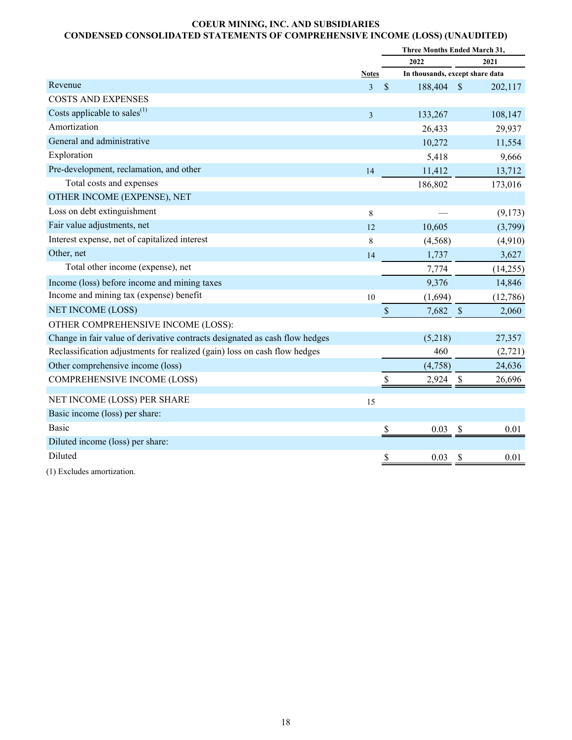# COEUR MINING, INC. AND SUBSIDIARIES
## CONDENSED CONSOLIDATED STATEMENTS OF COMPREHENSIVE INCOME (LOSS) (UNAUDITED)

| | Notes | Three Months Ended March 31, 2022 | Three Months Ended March 31, 2021 |
|---|---|---|---|
| | | In thousands, except share data | |
| Revenue | 3 | $ 188,404 | $ 202,117 |
| COSTS AND EXPENSES | | | |
| Costs applicable to sales[(1)] | 3 | 133,267 | 108,147 |
| Amortization | | 26,433 | 29,937 |
| General and administrative | | 10,272 | 11,554 |
| Exploration | | 5,418 | 9,666 |
| Pre-development, reclamation, and other | 14 | 11,412 | 13,712 |
| Total costs and expenses | | 186,802 | 173,016 |
| OTHER INCOME (EXPENSE), NET | | | |
| Loss on debt extinguishment | 8 | — | (9,173) |
| Fair value adjustments, net | 12 | 10,605 | (3,799) |
| Interest expense, net of capitalized interest | 8 | (4,568) | (4,910) |
| Other, net | 14 | 1,737 | 3,627 |
| Total other income (expense), net | | 7,774 | (14,255) |
| Income (loss) before income and mining taxes | | 9,376 | 14,846 |
| Income and mining tax (expense) benefit | 10 | (1,694) | (12,786) |
| NET INCOME (LOSS) | | $ 7,682 | $ 2,060 |
| OTHER COMPREHENSIVE INCOME (LOSS): | | | |
| Change in fair value of derivative contracts designated as cash flow hedges | | (5,218) | 27,357 |
| Reclassification adjustments for realized (gain) loss on cash flow hedges | | 460 | (2,721) |
| Other comprehensive income (loss) | | (4,758) | 24,636 |
| COMPREHENSIVE INCOME (LOSS) | | $ 2,924 | $ 26,696 |
| NET INCOME (LOSS) PER SHARE | 15 | | |
| Basic income (loss) per share: | | | |
| Basic | | $ 0.03 | $ 0.01 |
| Diluted income (loss) per share: | | | |
| Diluted | | $ 0.03 | $ 0.01 |

(1) Excludes amortization.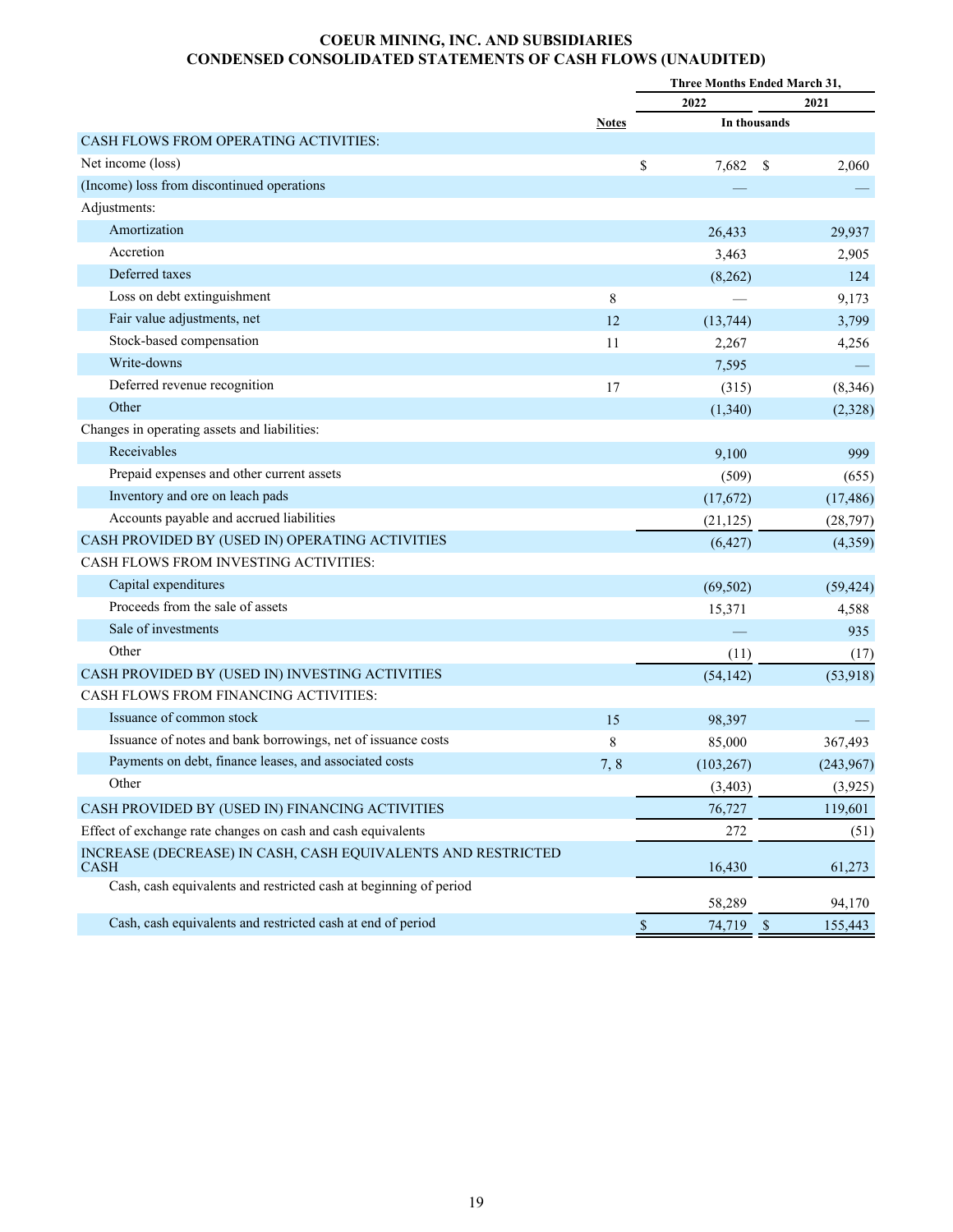# COEUR MINING, INC. AND SUBSIDIARIES
## CONDENSED CONSOLIDATED STATEMENTS OF CASH FLOWS (UNAUDITED)

| | Notes | Three Months Ended March 31, 2022 | Three Months Ended March 31, 2021 |
|---|---|---|---|
| | | In thousands | |
| CASH FLOWS FROM OPERATING ACTIVITIES: | | | |
| Net income (loss) | | $ 7,682 | $ 2,060 |
| (Income) loss from discontinued operations | | — | — |
| Adjustments: | | | |
| Amortization | | 26,433 | 29,937 |
| Accretion | | 3,463 | 2,905 |
| Deferred taxes | | (8,262) | 124 |
| Loss on debt extinguishment | 8 | — | 9,173 |
| Fair value adjustments, net | 12 | (13,744) | 3,799 |
| Stock-based compensation | 11 | 2,267 | 4,256 |
| Write-downs | | 7,595 | — |
| Deferred revenue recognition | 17 | (315) | (8,346) |
| Other | | (1,340) | (2,328) |
| Changes in operating assets and liabilities: | | | |
| Receivables | | 9,100 | 999 |
| Prepaid expenses and other current assets | | (509) | (655) |
| Inventory and ore on leach pads | | (17,672) | (17,486) |
| Accounts payable and accrued liabilities | | (21,125) | (28,797) |
| CASH PROVIDED BY (USED IN) OPERATING ACTIVITIES | | (6,427) | (4,359) |
| CASH FLOWS FROM INVESTING ACTIVITIES: | | | |
| Capital expenditures | | (69,502) | (59,424) |
| Proceeds from the sale of assets | | 15,371 | 4,588 |
| Sale of investments | | — | 935 |
| Other | | (11) | (17) |
| CASH PROVIDED BY (USED IN) INVESTING ACTIVITIES | | (54,142) | (53,918) |
| CASH FLOWS FROM FINANCING ACTIVITIES: | | | |
| Issuance of common stock | 15 | 98,397 | — |
| Issuance of notes and bank borrowings, net of issuance costs | 8 | 85,000 | 367,493 |
| Payments on debt, finance leases, and associated costs | 7, 8 | (103,267) | (243,967) |
| Other | | (3,403) | (3,925) |
| CASH PROVIDED BY (USED IN) FINANCING ACTIVITIES | | 76,727 | 119,601 |
| Effect of exchange rate changes on cash and cash equivalents | | 272 | (51) |
| INCREASE (DECREASE) IN CASH, CASH EQUIVALENTS AND RESTRICTED CASH | | 16,430 | 61,273 |
| Cash, cash equivalents and restricted cash at beginning of period | | 58,289 | 94,170 |
| Cash, cash equivalents and restricted cash at end of period | | $ 74,719 | $ 155,443 |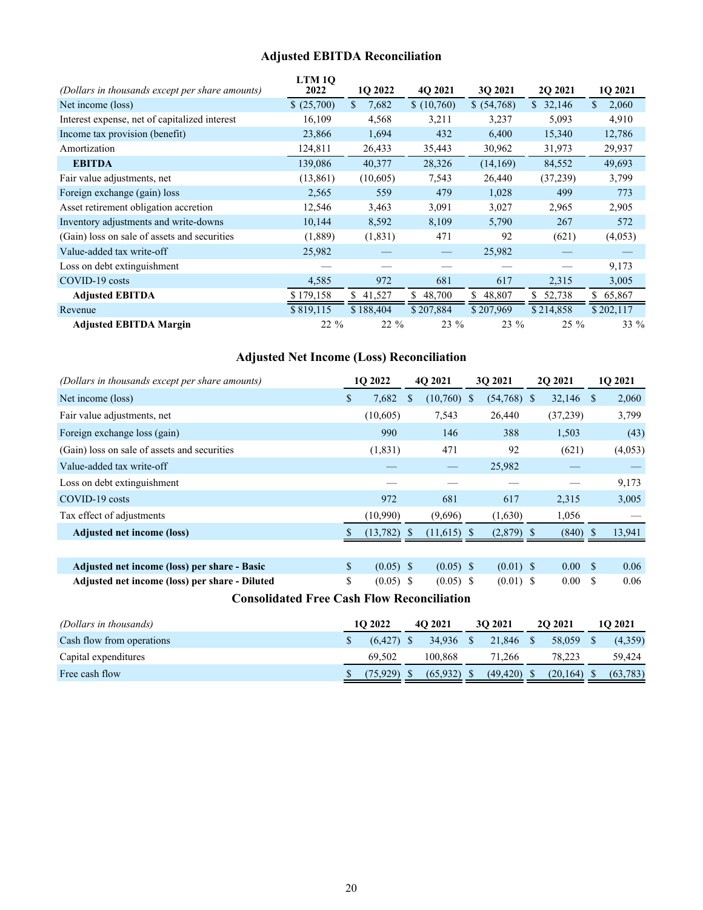## Adjusted EBITDA Reconciliation

| *(Dollars in thousands except per share amounts)* | LTM 1Q 2022 | 1Q 2022 | 4Q 2021 | 3Q 2021 | 2Q 2021 | 1Q 2021 |
|---|---|---|---|---|---|---|
| Net income (loss) | $ (25,700) | $ 7,682 | $ (10,760) | $ (54,768) | $ 32,146 | $ 2,060 |
| Interest expense, net of capitalized interest | 16,109 | 4,568 | 3,211 | 3,237 | 5,093 | 4,910 |
| Income tax provision (benefit) | 23,866 | 1,694 | 432 | 6,400 | 15,340 | 12,786 |
| Amortization | 124,811 | 26,433 | 35,443 | 30,962 | 31,973 | 29,937 |
| **EBITDA** | 139,086 | 40,377 | 28,326 | (14,169) | 84,552 | 49,693 |
| Fair value adjustments, net | (13,861) | (10,605) | 7,543 | 26,440 | (37,239) | 3,799 |
| Foreign exchange (gain) loss | 2,565 | 559 | 479 | 1,028 | 499 | 773 |
| Asset retirement obligation accretion | 12,546 | 3,463 | 3,091 | 3,027 | 2,965 | 2,905 |
| Inventory adjustments and write-downs | 10,144 | 8,592 | 8,109 | 5,790 | 267 | 572 |
| (Gain) loss on sale of assets and securities | (1,889) | (1,831) | 471 | 92 | (621) | (4,053) |
| Value-added tax write-off | 25,982 | — | — | 25,982 | — | — |
| Loss on debt extinguishment | — | — | — | — | — | 9,173 |
| COVID-19 costs | 4,585 | 972 | 681 | 617 | 2,315 | 3,005 |
| **Adjusted EBITDA** | $ 179,158 | $ 41,527 | $ 48,700 | $ 48,807 | $ 52,738 | $ 65,867 |
| Revenue | $ 819,115 | $ 188,404 | $ 207,884 | $ 207,969 | $ 214,858 | $ 202,117 |
| **Adjusted EBITDA Margin** | 22 % | 22 % | 23 % | 23 % | 25 % | 33 % |

## Adjusted Net Income (Loss) Reconciliation

| *(Dollars in thousands except per share amounts)* | 1Q 2022 | 4Q 2021 | 3Q 2021 | 2Q 2021 | 1Q 2021 |
|---|---|---|---|---|---|
| Net income (loss) | $ 7,682 | $ (10,760) | $ (54,768) | $ 32,146 | $ 2,060 |
| Fair value adjustments, net | (10,605) | 7,543 | 26,440 | (37,239) | 3,799 |
| Foreign exchange loss (gain) | 990 | 146 | 388 | 1,503 | (43) |
| (Gain) loss on sale of assets and securities | (1,831) | 471 | 92 | (621) | (4,053) |
| Value-added tax write-off | — | — | 25,982 | — | — |
| Loss on debt extinguishment | — | — | — | — | 9,173 |
| COVID-19 costs | 972 | 681 | 617 | 2,315 | 3,005 |
| Tax effect of adjustments | (10,990) | (9,696) | (1,630) | 1,056 | — |
| **Adjusted net income (loss)** | $ (13,782) | $ (11,615) | $ (2,879) | $ (840) | $ 13,941 |
| | | | | | |
| **Adjusted net income (loss) per share - Basic** | $ (0.05) | $ (0.05) | $ (0.01) | $ 0.00 | $ 0.06 |
| **Adjusted net income (loss) per share - Diluted** | $ (0.05) | $ (0.05) | $ (0.01) | $ 0.00 | $ 0.06 |

## Consolidated Free Cash Flow Reconciliation

| *(Dollars in thousands)* | 1Q 2022 | 4Q 2021 | 3Q 2021 | 2Q 2021 | 1Q 2021 |
|---|---|---|---|---|---|
| Cash flow from operations | $ (6,427) | $ 34,936 | $ 21,846 | $ 58,059 | $ (4,359) |
| Capital expenditures | 69,502 | 100,868 | 71,266 | 78,223 | 59,424 |
| Free cash flow | $ (75,929) | $ (65,932) | $ (49,420) | $ (20,164) | $ (63,783) |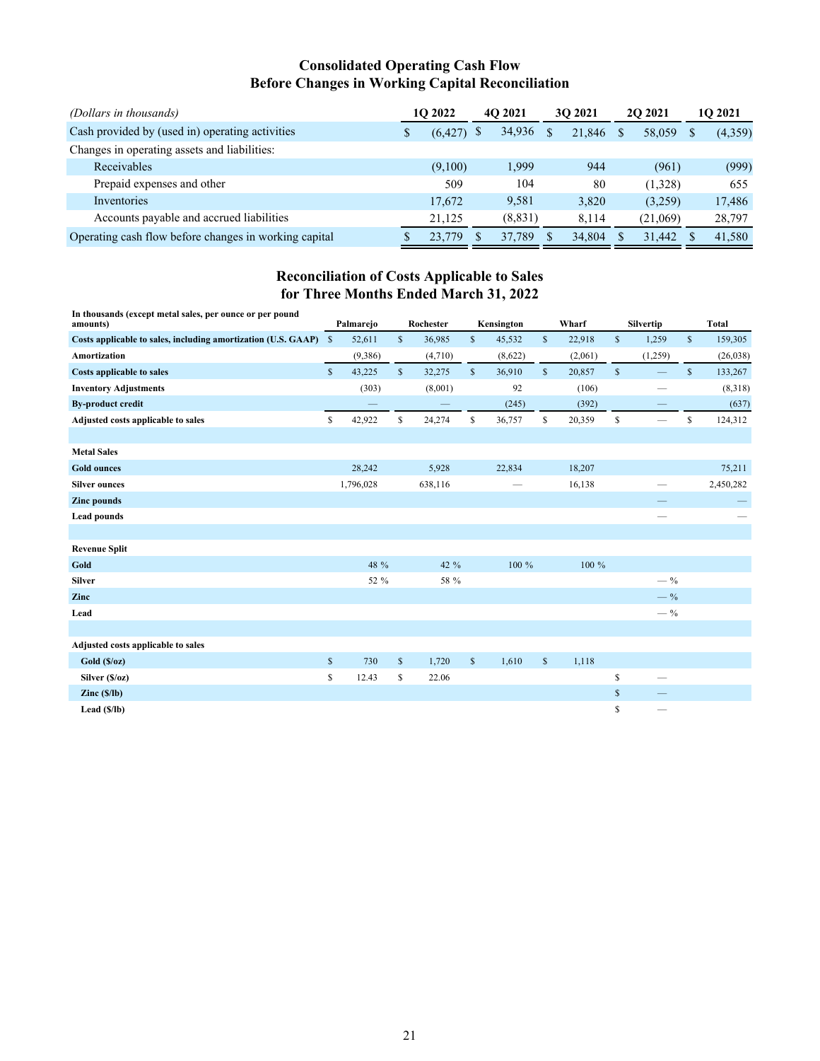## Consolidated Operating Cash Flow
## Before Changes in Working Capital Reconciliation

| *(Dollars in thousands)* | 1Q 2022 | 4Q 2021 | 3Q 2021 | 2Q 2021 | 1Q 2021 |
|---|---|---|---|---|---|
| Cash provided by (used in) operating activities | $ (6,427) | $ 34,936 | $ 21,846 | $ 58,059 | $ (4,359) |
| Changes in operating assets and liabilities: | | | | | |
| Receivables | (9,100) | 1,999 | 944 | (961) | (999) |
| Prepaid expenses and other | 509 | 104 | 80 | (1,328) | 655 |
| Inventories | 17,672 | 9,581 | 3,820 | (3,259) | 17,486 |
| Accounts payable and accrued liabilities | 21,125 | (8,831) | 8,114 | (21,069) | 28,797 |
| Operating cash flow before changes in working capital | $ 23,779 | $ 37,789 | $ 34,804 | $ 31,442 | $ 41,580 |

## Reconciliation of Costs Applicable to Sales
## for Three Months Ended March 31, 2022

| In thousands (except metal sales, per ounce or per pound amounts) | Palmarejo | Rochester | Kensington | Wharf | Silvertip | Total |
|---|---|---|---|---|---|---|
| **Costs applicable to sales, including amortization (U.S. GAAP)** | $ 52,611 | $ 36,985 | $ 45,532 | $ 22,918 | $ 1,259 | $ 159,305 |
| **Amortization** | (9,386) | (4,710) | (8,622) | (2,061) | (1,259) | (26,038) |
| **Costs applicable to sales** | $ 43,225 | $ 32,275 | $ 36,910 | $ 20,857 | $ — | $ 133,267 |
| **Inventory Adjustments** | (303) | (8,001) | 92 | (106) | — | (8,318) |
| **By-product credit** | — | — | (245) | (392) | — | (637) |
| **Adjusted costs applicable to sales** | $ 42,922 | $ 24,274 | $ 36,757 | $ 20,359 | $ — | $ 124,312 |
| | | | | | | |
| **Metal Sales** | | | | | | |
| **Gold ounces** | 28,242 | 5,928 | 22,834 | 18,207 | | 75,211 |
| **Silver ounces** | 1,796,028 | 638,116 | — | 16,138 | — | 2,450,282 |
| **Zinc pounds** | | | | | — | — |
| **Lead pounds** | | | | | — | — |
| | | | | | | |
| **Revenue Split** | | | | | | |
| **Gold** | 48 % | 42 % | 100 % | 100 % | | |
| **Silver** | 52 % | 58 % | | | — % | |
| **Zinc** | | | | | — % | |
| **Lead** | | | | | — % | |
| | | | | | | |
| **Adjusted costs applicable to sales** | | | | | | |
| **Gold ($/oz)** | $ 730 | $ 1,720 | $ 1,610 | $ 1,118 | | |
| **Silver ($/oz)** | $ 12.43 | $ 22.06 | | | $ — | |
| **Zinc ($/lb)** | | | | | $ — | |
| **Lead ($/lb)** | | | | | $ — | |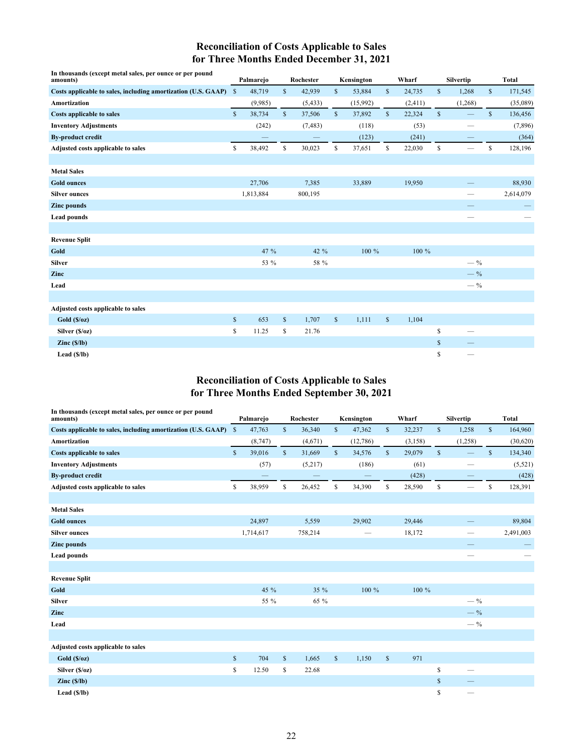## Reconciliation of Costs Applicable to Sales for Three Months Ended December 31, 2021

| In thousands (except metal sales, per ounce or per pound amounts) | Palmarejo | Rochester | Kensington | Wharf | Silvertip | Total |
|---|---|---|---|---|---|---|
| **Costs applicable to sales, including amortization (U.S. GAAP)** | $ 48,719 | $ 42,939 | $ 53,884 | $ 24,735 | $ 1,268 | $ 171,545 |
| **Amortization** | (9,985) | (5,433) | (15,992) | (2,411) | (1,268) | (35,089) |
| **Costs applicable to sales** | $ 38,734 | $ 37,506 | $ 37,892 | $ 22,324 | $ — | $ 136,456 |
| **Inventory Adjustments** | (242) | (7,483) | (118) | (53) | — | (7,896) |
| **By-product credit** | — | — | (123) | (241) | — | (364) |
| **Adjusted costs applicable to sales** | $ 38,492 | $ 30,023 | $ 37,651 | $ 22,030 | $ — | $ 128,196 |
| | | | | | | |
| **Metal Sales** | | | | | | |
| **Gold ounces** | 27,706 | 7,385 | 33,889 | 19,950 | — | 88,930 |
| **Silver ounces** | 1,813,884 | 800,195 | | | — | 2,614,079 |
| **Zinc pounds** | | | | | — | — |
| **Lead pounds** | | | | | — | — |
| | | | | | | |
| **Revenue Split** | | | | | | |
| **Gold** | 47 % | 42 % | 100 % | 100 % | | |
| **Silver** | 53 % | 58 % | | | — % | |
| **Zinc** | | | | | — % | |
| **Lead** | | | | | — % | |
| | | | | | | |
| **Adjusted costs applicable to sales** | | | | | | |
| **Gold ($/oz)** | $ 653 | $ 1,707 | $ 1,111 | $ 1,104 | | |
| **Silver ($/oz)** | $ 11.25 | $ 21.76 | | | $ — | |
| **Zinc ($/lb)** | | | | | $ — | |
| **Lead ($/lb)** | | | | | $ — | |

## Reconciliation of Costs Applicable to Sales for Three Months Ended September 30, 2021

| In thousands (except metal sales, per ounce or per pound amounts) | Palmarejo | Rochester | Kensington | Wharf | Silvertip | Total |
|---|---|---|---|---|---|---|
| **Costs applicable to sales, including amortization (U.S. GAAP)** | $ 47,763 | $ 36,340 | $ 47,362 | $ 32,237 | $ 1,258 | $ 164,960 |
| **Amortization** | (8,747) | (4,671) | (12,786) | (3,158) | (1,258) | (30,620) |
| **Costs applicable to sales** | $ 39,016 | $ 31,669 | $ 34,576 | $ 29,079 | $ — | $ 134,340 |
| **Inventory Adjustments** | (57) | (5,217) | (186) | (61) | — | (5,521) |
| **By-product credit** | — | — | — | (428) | — | (428) |
| **Adjusted costs applicable to sales** | $ 38,959 | $ 26,452 | $ 34,390 | $ 28,590 | $ — | $ 128,391 |
| | | | | | | |
| **Metal Sales** | | | | | | |
| **Gold ounces** | 24,897 | 5,559 | 29,902 | 29,446 | — | 89,804 |
| **Silver ounces** | 1,714,617 | 758,214 | — | 18,172 | — | 2,491,003 |
| **Zinc pounds** | | | | | — | — |
| **Lead pounds** | | | | | — | — |
| | | | | | | |
| **Revenue Split** | | | | | | |
| **Gold** | 45 % | 35 % | 100 % | 100 % | | |
| **Silver** | 55 % | 65 % | | | — % | |
| **Zinc** | | | | | — % | |
| **Lead** | | | | | — % | |
| | | | | | | |
| **Adjusted costs applicable to sales** | | | | | | |
| **Gold ($/oz)** | $ 704 | $ 1,665 | $ 1,150 | $ 971 | | |
| **Silver ($/oz)** | $ 12.50 | $ 22.68 | | | $ — | |
| **Zinc ($/lb)** | | | | | $ — | |
| **Lead ($/lb)** | | | | | $ — | |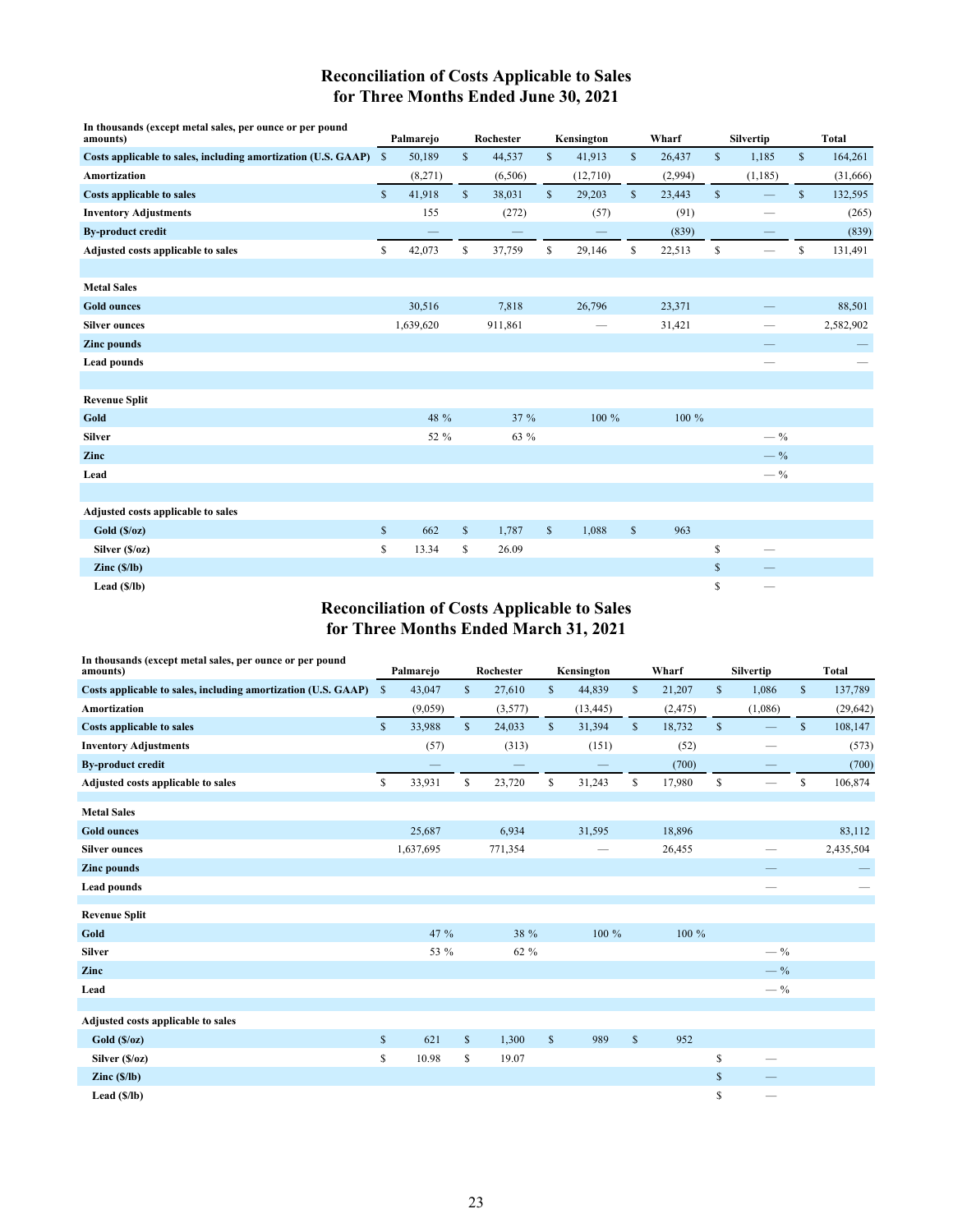## Reconciliation of Costs Applicable to Sales for Three Months Ended June 30, 2021

| In thousands (except metal sales, per ounce or per pound amounts) | Palmarejo | Rochester | Kensington | Wharf | Silvertip | Total |
|---|---|---|---|---|---|---|
| **Costs applicable to sales, including amortization (U.S. GAAP)** | $ 50,189 | $ 44,537 | $ 41,913 | $ 26,437 | $ 1,185 | $ 164,261 |
| **Amortization** | (8,271) | (6,506) | (12,710) | (2,994) | (1,185) | (31,666) |
| **Costs applicable to sales** | $ 41,918 | $ 38,031 | $ 29,203 | $ 23,443 | $ — | $ 132,595 |
| **Inventory Adjustments** | 155 | (272) | (57) | (91) | — | (265) |
| **By-product credit** | — | — | — | (839) | — | (839) |
| **Adjusted costs applicable to sales** | $ 42,073 | $ 37,759 | $ 29,146 | $ 22,513 | $ — | $ 131,491 |
| | | | | | | |
| **Metal Sales** | | | | | | |
| **Gold ounces** | 30,516 | 7,818 | 26,796 | 23,371 | — | 88,501 |
| **Silver ounces** | 1,639,620 | 911,861 | — | 31,421 | — | 2,582,902 |
| **Zinc pounds** | | | | | — | — |
| **Lead pounds** | | | | | — | — |
| | | | | | | |
| **Revenue Split** | | | | | | |
| **Gold** | 48 % | 37 % | 100 % | 100 % | | |
| **Silver** | 52 % | 63 % | | | — % | |
| **Zinc** | | | | | — % | |
| **Lead** | | | | | — % | |
| | | | | | | |
| **Adjusted costs applicable to sales** | | | | | | |
| **Gold ($/oz)** | $ 662 | $ 1,787 | $ 1,088 | $ 963 | | |
| **Silver ($/oz)** | $ 13.34 | $ 26.09 | | | $ — | |
| **Zinc ($/lb)** | | | | | $ — | |
| **Lead ($/lb)** | | | | | $ — | |

## Reconciliation of Costs Applicable to Sales for Three Months Ended March 31, 2021

| In thousands (except metal sales, per ounce or per pound amounts) | Palmarejo | Rochester | Kensington | Wharf | Silvertip | Total |
|---|---|---|---|---|---|---|
| **Costs applicable to sales, including amortization (U.S. GAAP)** | $ 43,047 | $ 27,610 | $ 44,839 | $ 21,207 | $ 1,086 | $ 137,789 |
| **Amortization** | (9,059) | (3,577) | (13,445) | (2,475) | (1,086) | (29,642) |
| **Costs applicable to sales** | $ 33,988 | $ 24,033 | $ 31,394 | $ 18,732 | $ — | $ 108,147 |
| **Inventory Adjustments** | (57) | (313) | (151) | (52) | — | (573) |
| **By-product credit** | — | — | — | (700) | — | (700) |
| **Adjusted costs applicable to sales** | $ 33,931 | $ 23,720 | $ 31,243 | $ 17,980 | $ — | $ 106,874 |
| | | | | | | |
| **Metal Sales** | | | | | | |
| **Gold ounces** | 25,687 | 6,934 | 31,595 | 18,896 | | 83,112 |
| **Silver ounces** | 1,637,695 | 771,354 | — | 26,455 | — | 2,435,504 |
| **Zinc pounds** | | | | | — | — |
| **Lead pounds** | | | | | — | — |
| | | | | | | |
| **Revenue Split** | | | | | | |
| **Gold** | 47 % | 38 % | 100 % | 100 % | | |
| **Silver** | 53 % | 62 % | | | — % | |
| **Zinc** | | | | | — % | |
| **Lead** | | | | | — % | |
| | | | | | | |
| **Adjusted costs applicable to sales** | | | | | | |
| **Gold ($/oz)** | $ 621 | $ 1,300 | $ 989 | $ 952 | | |
| **Silver ($/oz)** | $ 10.98 | $ 19.07 | | | $ — | |
| **Zinc ($/lb)** | | | | | $ — | |
| **Lead ($/lb)** | | | | | $ — | |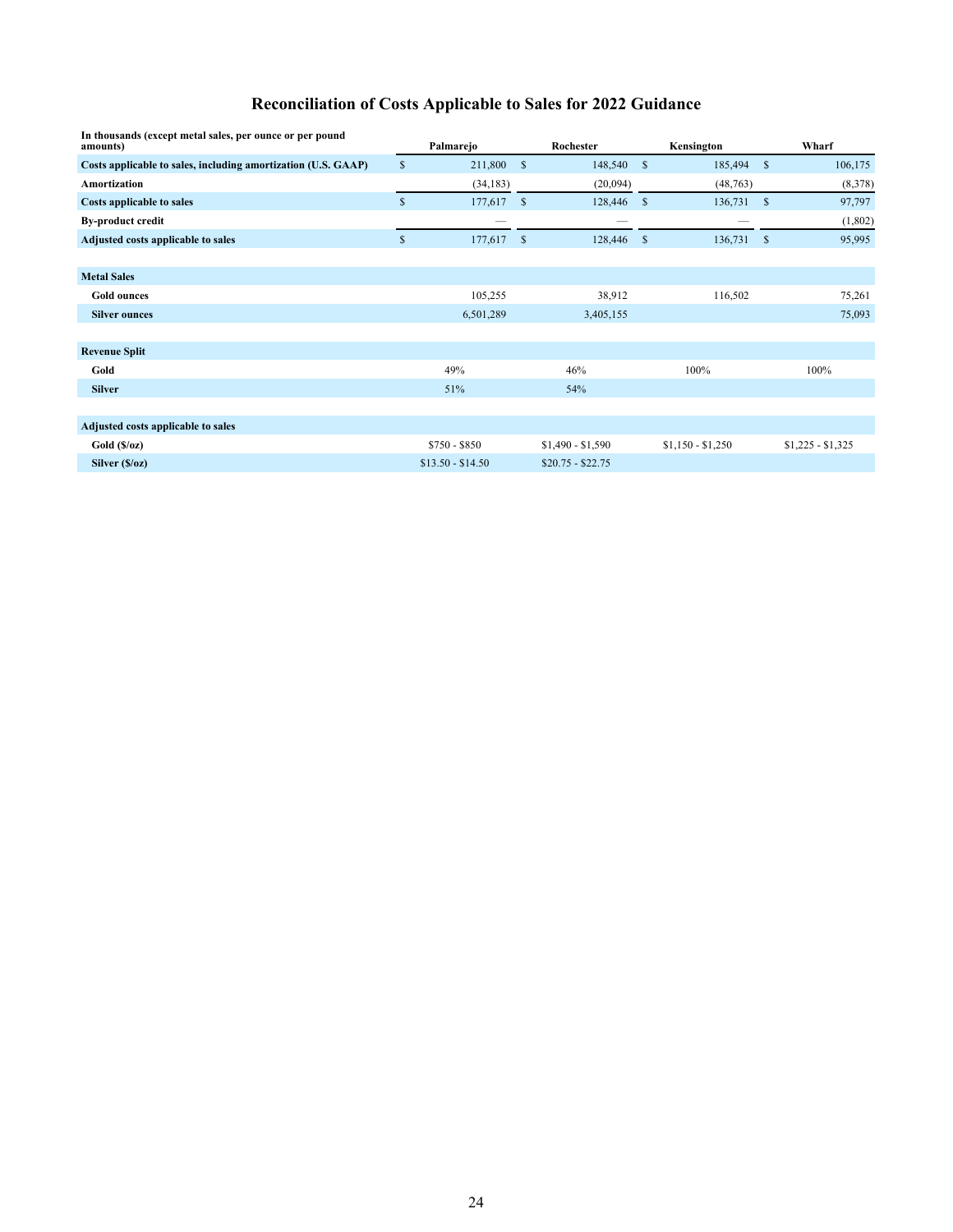# Reconciliation of Costs Applicable to Sales for 2022 Guidance

| In thousands (except metal sales, per ounce or per pound amounts) | Palmarejo | Rochester | Kensington | Wharf |
|---|---|---|---|---|
| **Costs applicable to sales, including amortization (U.S. GAAP)** | $ 211,800 | $ 148,540 | $ 185,494 | $ 106,175 |
| **Amortization** | (34,183) | (20,094) | (48,763) | (8,378) |
| **Costs applicable to sales** | $ 177,617 | $ 128,446 | $ 136,731 | $ 97,797 |
| **By-product credit** | — | — | — | (1,802) |
| **Adjusted costs applicable to sales** | $ 177,617 | $ 128,446 | $ 136,731 | $ 95,995 |
| | | | | |
| **Metal Sales** | | | | |
| **Gold ounces** | 105,255 | 38,912 | 116,502 | 75,261 |
| **Silver ounces** | 6,501,289 | 3,405,155 | | 75,093 |
| | | | | |
| **Revenue Split** | | | | |
| **Gold** | 49% | 46% | 100% | 100% |
| **Silver** | 51% | 54% | | |
| | | | | |
| **Adjusted costs applicable to sales** | | | | |
| **Gold ($/oz)** | $750 - $850 | $1,490 - $1,590 | $1,150 - $1,250 | $1,225 - $1,325 |
| **Silver ($/oz)** | $13.50 - $14.50 | $20.75 - $22.75 | | |